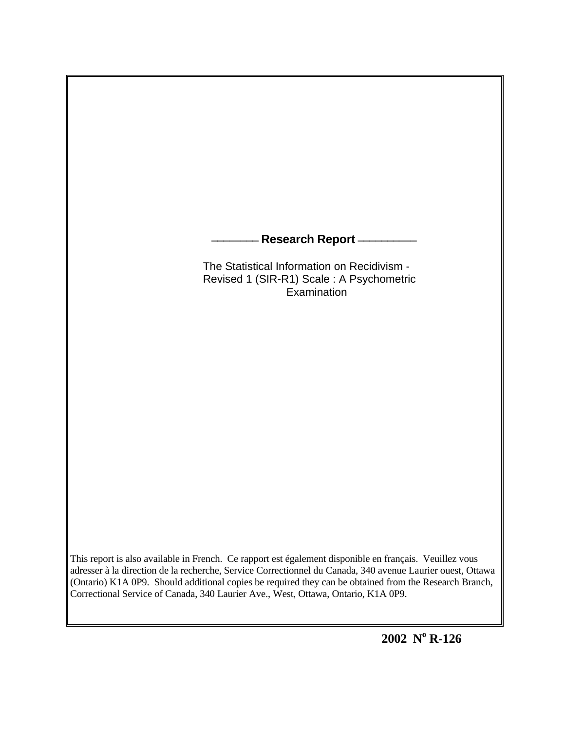## Research Report

# The Statistical Information on Recidivism - Revised 1 (SIR-R1) Scale : A Psychometric Examination

This report is also available in French. Ce rapport est également disponible en français. Veuillez vous adresser à la direction de la recherche, Service Correctionnel du Canada, 340 avenue Laurier ouest, Ottawa (Ontario) K1A 0P9. Should additional copies be required they can be obtained from the Research Branch, Correctional Service of Canada, 340 Laurier Ave., West, Ottawa, Ontario, K1A 0P9.

**2002 N° R-126**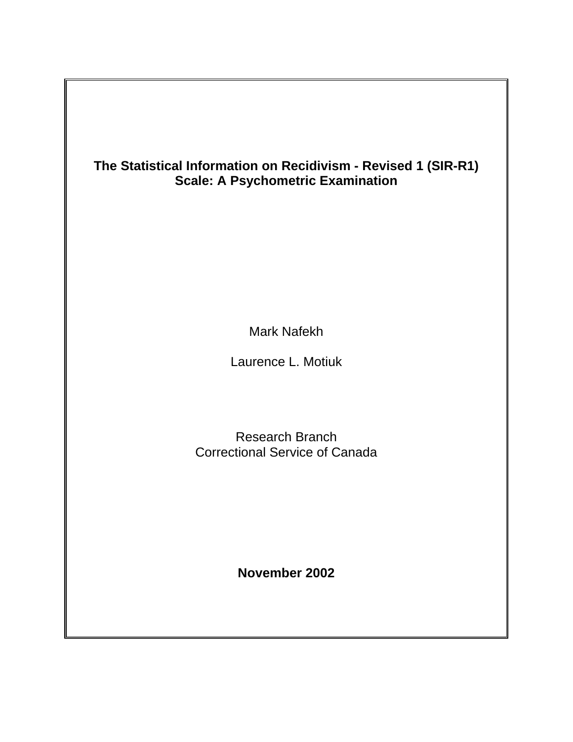# The Statistical Information on Recidivism - Revised 1 (SIR-R1) Scale: A Psychometric Examination

Mark Nafekh

Laurence L. Motiuk

Research Branch
Correctional Service of Canada

**November 2002**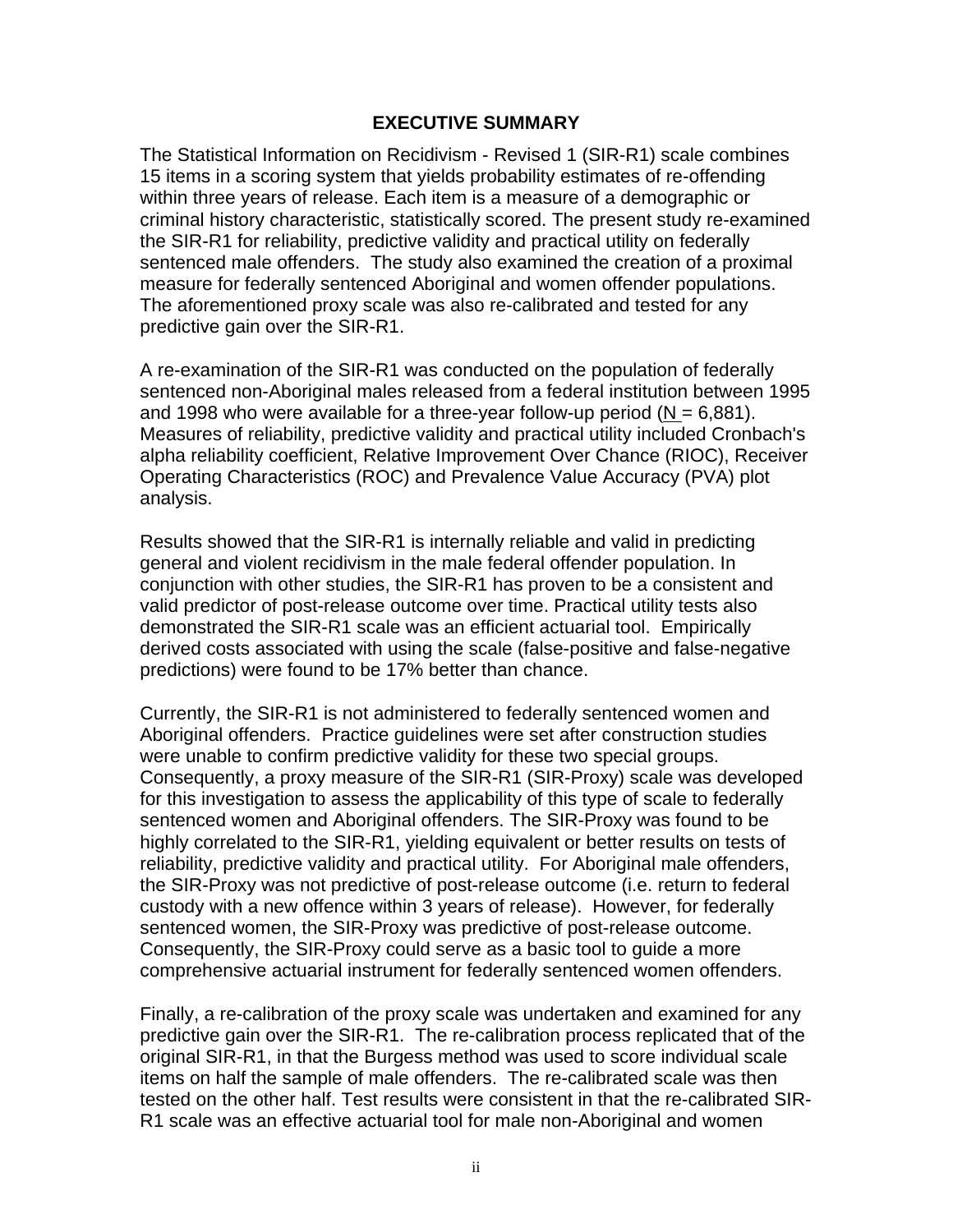## EXECUTIVE SUMMARY

The Statistical Information on Recidivism - Revised 1 (SIR-R1) scale combines 15 items in a scoring system that yields probability estimates of re-offending within three years of release. Each item is a measure of a demographic or criminal history characteristic, statistically scored. The present study re-examined the SIR-R1 for reliability, predictive validity and practical utility on federally sentenced male offenders. The study also examined the creation of a proximal measure for federally sentenced Aboriginal and women offender populations. The aforementioned proxy scale was also re-calibrated and tested for any predictive gain over the SIR-R1.

A re-examination of the SIR-R1 was conducted on the population of federally sentenced non-Aboriginal males released from a federal institution between 1995 and 1998 who were available for a three-year follow-up period (N = 6,881). Measures of reliability, predictive validity and practical utility included Cronbach's alpha reliability coefficient, Relative Improvement Over Chance (RIOC), Receiver Operating Characteristics (ROC) and Prevalence Value Accuracy (PVA) plot analysis.

Results showed that the SIR-R1 is internally reliable and valid in predicting general and violent recidivism in the male federal offender population. In conjunction with other studies, the SIR-R1 has proven to be a consistent and valid predictor of post-release outcome over time. Practical utility tests also demonstrated the SIR-R1 scale was an efficient actuarial tool. Empirically derived costs associated with using the scale (false-positive and false-negative predictions) were found to be 17% better than chance.

Currently, the SIR-R1 is not administered to federally sentenced women and Aboriginal offenders. Practice guidelines were set after construction studies were unable to confirm predictive validity for these two special groups. Consequently, a proxy measure of the SIR-R1 (SIR-Proxy) scale was developed for this investigation to assess the applicability of this type of scale to federally sentenced women and Aboriginal offenders. The SIR-Proxy was found to be highly correlated to the SIR-R1, yielding equivalent or better results on tests of reliability, predictive validity and practical utility. For Aboriginal male offenders, the SIR-Proxy was not predictive of post-release outcome (i.e. return to federal custody with a new offence within 3 years of release). However, for federally sentenced women, the SIR-Proxy was predictive of post-release outcome. Consequently, the SIR-Proxy could serve as a basic tool to guide a more comprehensive actuarial instrument for federally sentenced women offenders.

Finally, a re-calibration of the proxy scale was undertaken and examined for any predictive gain over the SIR-R1. The re-calibration process replicated that of the original SIR-R1, in that the Burgess method was used to score individual scale items on half the sample of male offenders. The re-calibrated scale was then tested on the other half. Test results were consistent in that the re-calibrated SIR-R1 scale was an effective actuarial tool for male non-Aboriginal and women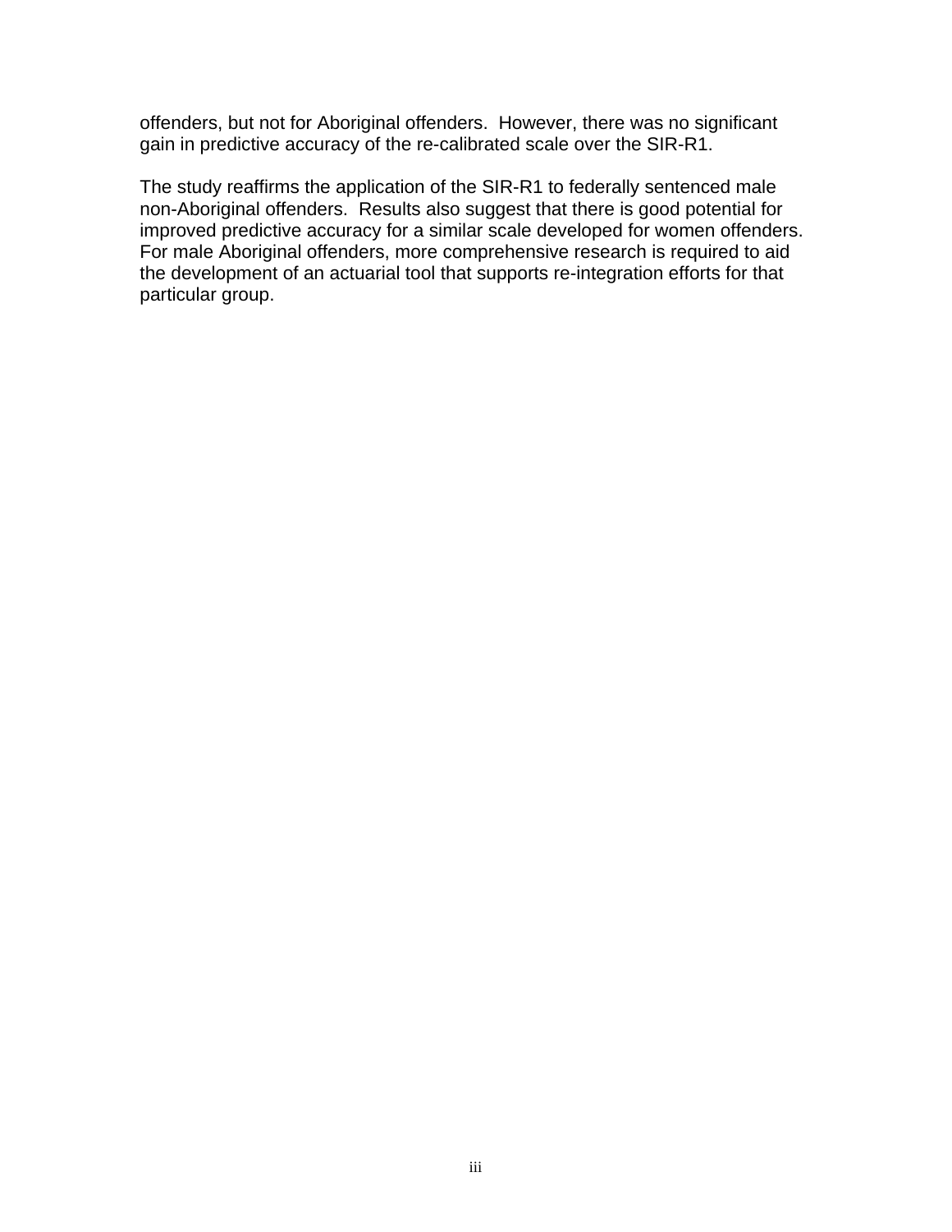offenders, but not for Aboriginal offenders. However, there was no significant gain in predictive accuracy of the re-calibrated scale over the SIR-R1.

The study reaffirms the application of the SIR-R1 to federally sentenced male non-Aboriginal offenders. Results also suggest that there is good potential for improved predictive accuracy for a similar scale developed for women offenders. For male Aboriginal offenders, more comprehensive research is required to aid the development of an actuarial tool that supports re-integration efforts for that particular group.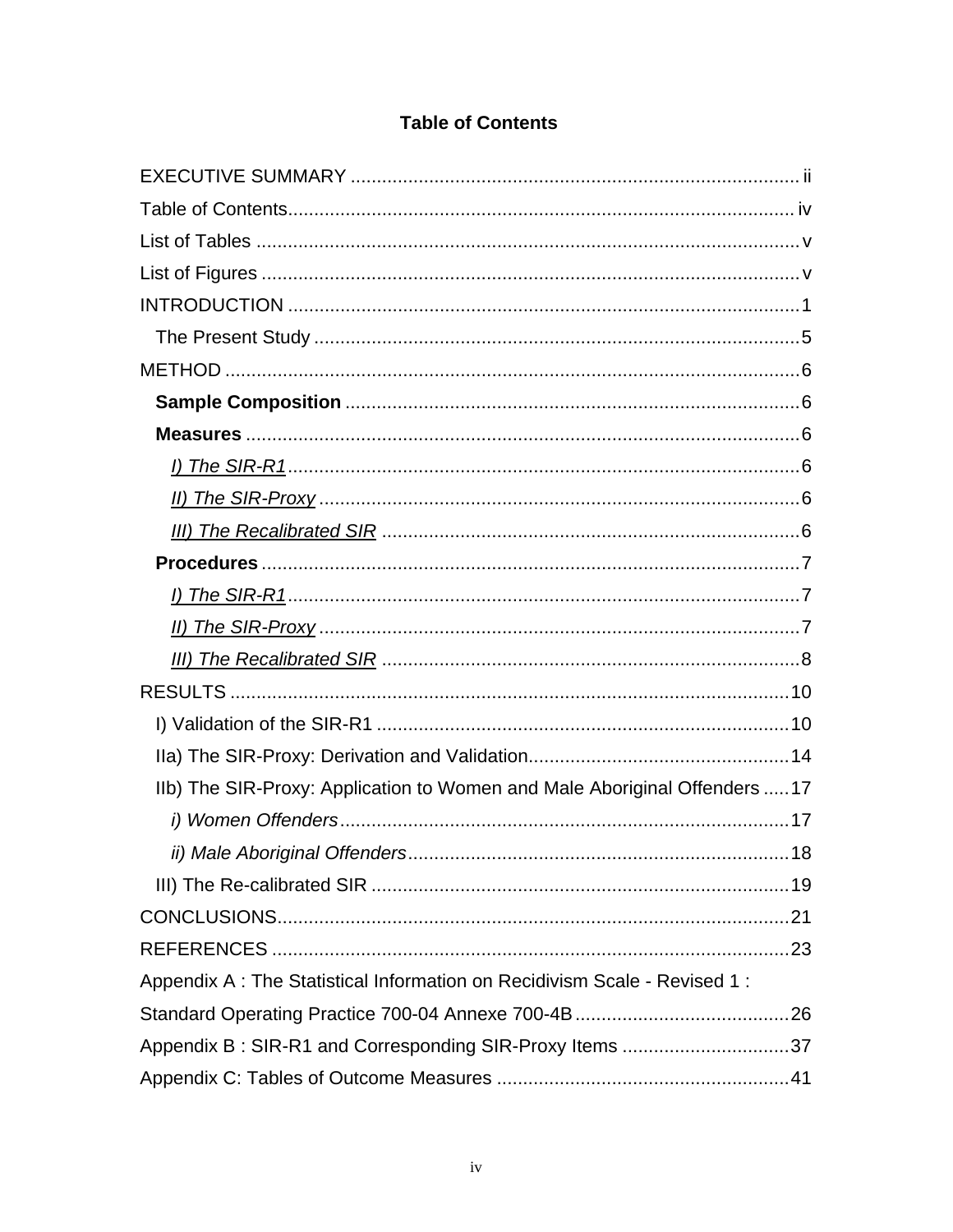# Table of Contents

EXECUTIVE SUMMARY ..................................................................................... ii

Table of Contents................................................................................................ iv

List of Tables ........................................................................................................v

List of Figures .......................................................................................................v

INTRODUCTION ..................................................................................................1

- The Present Study .............................................................................................5

METHOD ..............................................................................................................6

- **Sample Composition** .......................................................................................6
- **Measures** ..........................................................................................................6
  - *I) The SIR-R1*..................................................................................................6
  - *II) The SIR-Proxy* ............................................................................................6
  - *III) The Recalibrated SIR* ................................................................................6
- **Procedures** .......................................................................................................7
  - *I) The SIR-R1*..................................................................................................7
  - *II) The SIR-Proxy* ............................................................................................7
  - *III) The Recalibrated SIR* ................................................................................8

RESULTS ............................................................................................................10

- I) Validation of the SIR-R1 ...............................................................................10
- IIa) The SIR-Proxy: Derivation and Validation..................................................14
- IIb) The SIR-Proxy: Application to Women and Male Aboriginal Offenders .....17
  - *i) Women Offenders*.......................................................................................17
  - *ii) Male Aboriginal Offenders*..........................................................................18
- III) The Re-calibrated SIR ................................................................................19

CONCLUSIONS...................................................................................................21

REFERENCES ....................................................................................................23

Appendix A : The Statistical Information on Recidivism Scale - Revised 1 : Standard Operating Practice 700-04 Annexe 700-4B..........................................26

Appendix B : SIR-R1 and Corresponding SIR-Proxy Items ................................37

Appendix C: Tables of Outcome Measures ........................................................41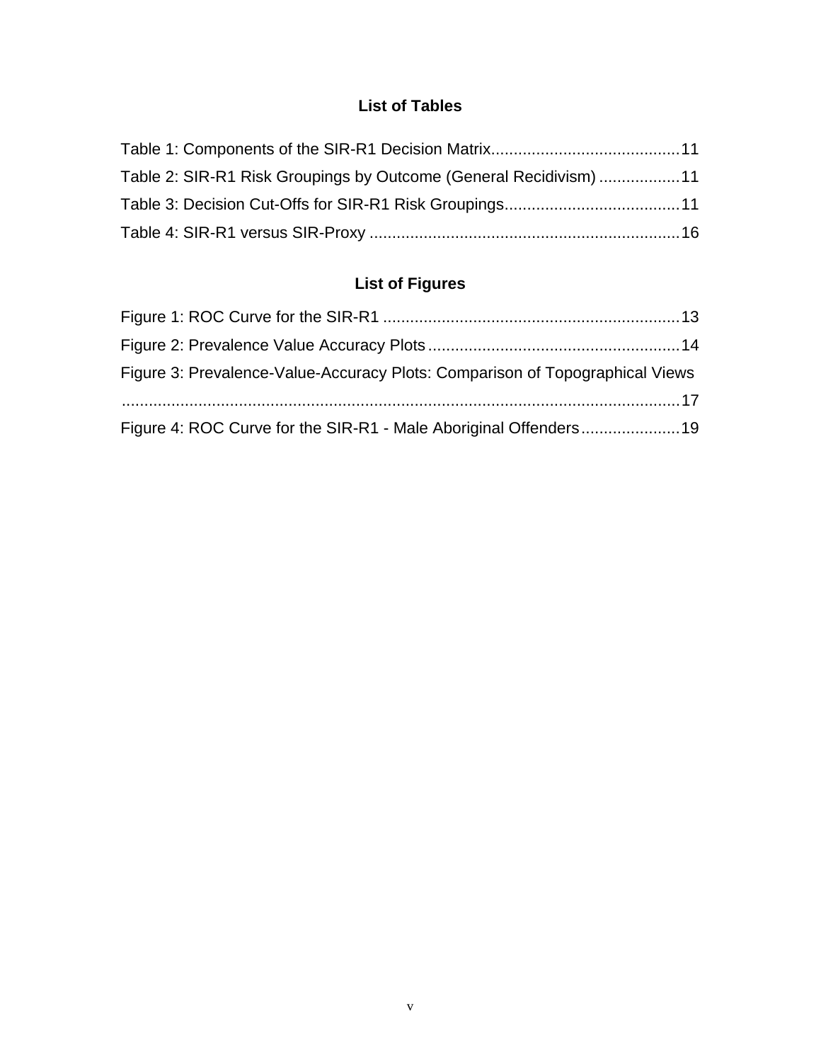## List of Tables

Table 1: Components of the SIR-R1 Decision Matrix.......................................... 11
Table 2: SIR-R1 Risk Groupings by Outcome (General Recidivism) .................. 11
Table 3: Decision Cut-Offs for SIR-R1 Risk Groupings....................................... 11
Table 4: SIR-R1 versus SIR-Proxy ..................................................................... 16

## List of Figures

Figure 1: ROC Curve for the SIR-R1 .................................................................. 13
Figure 2: Prevalence Value Accuracy Plots ........................................................ 14
Figure 3: Prevalence-Value-Accuracy Plots: Comparison of Topographical Views ............................................................................................................... 17
Figure 4: ROC Curve for the SIR-R1 - Male Aboriginal Offenders ...................... 19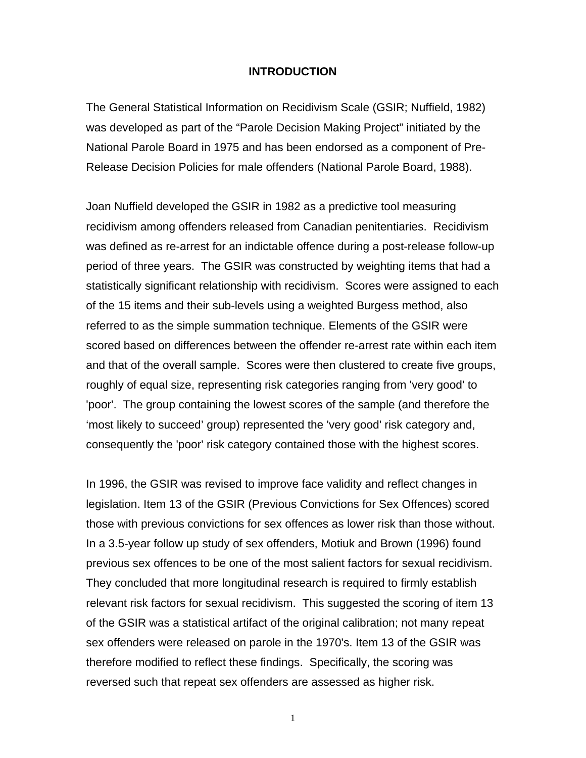# INTRODUCTION

The General Statistical Information on Recidivism Scale (GSIR; Nuffield, 1982) was developed as part of the “Parole Decision Making Project” initiated by the National Parole Board in 1975 and has been endorsed as a component of Pre-Release Decision Policies for male offenders (National Parole Board, 1988).

Joan Nuffield developed the GSIR in 1982 as a predictive tool measuring recidivism among offenders released from Canadian penitentiaries. Recidivism was defined as re-arrest for an indictable offence during a post-release follow-up period of three years. The GSIR was constructed by weighting items that had a statistically significant relationship with recidivism. Scores were assigned to each of the 15 items and their sub-levels using a weighted Burgess method, also referred to as the simple summation technique. Elements of the GSIR were scored based on differences between the offender re-arrest rate within each item and that of the overall sample. Scores were then clustered to create five groups, roughly of equal size, representing risk categories ranging from 'very good' to 'poor'. The group containing the lowest scores of the sample (and therefore the ‘most likely to succeed’ group) represented the 'very good' risk category and, consequently the 'poor' risk category contained those with the highest scores.

In 1996, the GSIR was revised to improve face validity and reflect changes in legislation. Item 13 of the GSIR (Previous Convictions for Sex Offences) scored those with previous convictions for sex offences as lower risk than those without. In a 3.5-year follow up study of sex offenders, Motiuk and Brown (1996) found previous sex offences to be one of the most salient factors for sexual recidivism. They concluded that more longitudinal research is required to firmly establish relevant risk factors for sexual recidivism. This suggested the scoring of item 13 of the GSIR was a statistical artifact of the original calibration; not many repeat sex offenders were released on parole in the 1970's. Item 13 of the GSIR was therefore modified to reflect these findings. Specifically, the scoring was reversed such that repeat sex offenders are assessed as higher risk.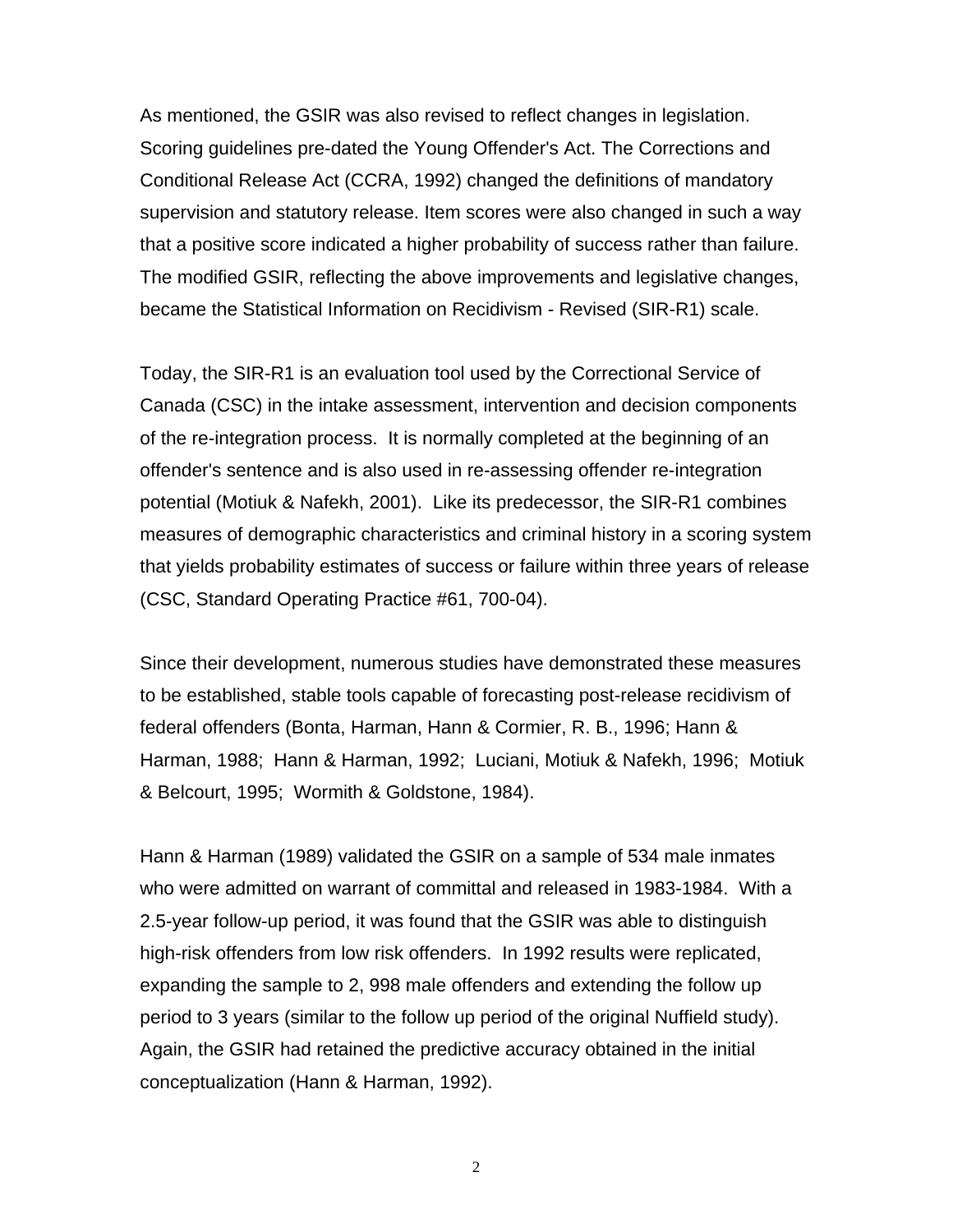As mentioned, the GSIR was also revised to reflect changes in legislation. Scoring guidelines pre-dated the Young Offender's Act. The Corrections and Conditional Release Act (CCRA, 1992) changed the definitions of mandatory supervision and statutory release. Item scores were also changed in such a way that a positive score indicated a higher probability of success rather than failure. The modified GSIR, reflecting the above improvements and legislative changes, became the Statistical Information on Recidivism - Revised (SIR-R1) scale.

Today, the SIR-R1 is an evaluation tool used by the Correctional Service of Canada (CSC) in the intake assessment, intervention and decision components of the re-integration process. It is normally completed at the beginning of an offender's sentence and is also used in re-assessing offender re-integration potential (Motiuk & Nafekh, 2001). Like its predecessor, the SIR-R1 combines measures of demographic characteristics and criminal history in a scoring system that yields probability estimates of success or failure within three years of release (CSC, Standard Operating Practice #61, 700-04).

Since their development, numerous studies have demonstrated these measures to be established, stable tools capable of forecasting post-release recidivism of federal offenders (Bonta, Harman, Hann & Cormier, R. B., 1996; Hann & Harman, 1988; Hann & Harman, 1992; Luciani, Motiuk & Nafekh, 1996; Motiuk & Belcourt, 1995; Wormith & Goldstone, 1984).

Hann & Harman (1989) validated the GSIR on a sample of 534 male inmates who were admitted on warrant of committal and released in 1983-1984. With a 2.5-year follow-up period, it was found that the GSIR was able to distinguish high-risk offenders from low risk offenders. In 1992 results were replicated, expanding the sample to 2, 998 male offenders and extending the follow up period to 3 years (similar to the follow up period of the original Nuffield study). Again, the GSIR had retained the predictive accuracy obtained in the initial conceptualization (Hann & Harman, 1992).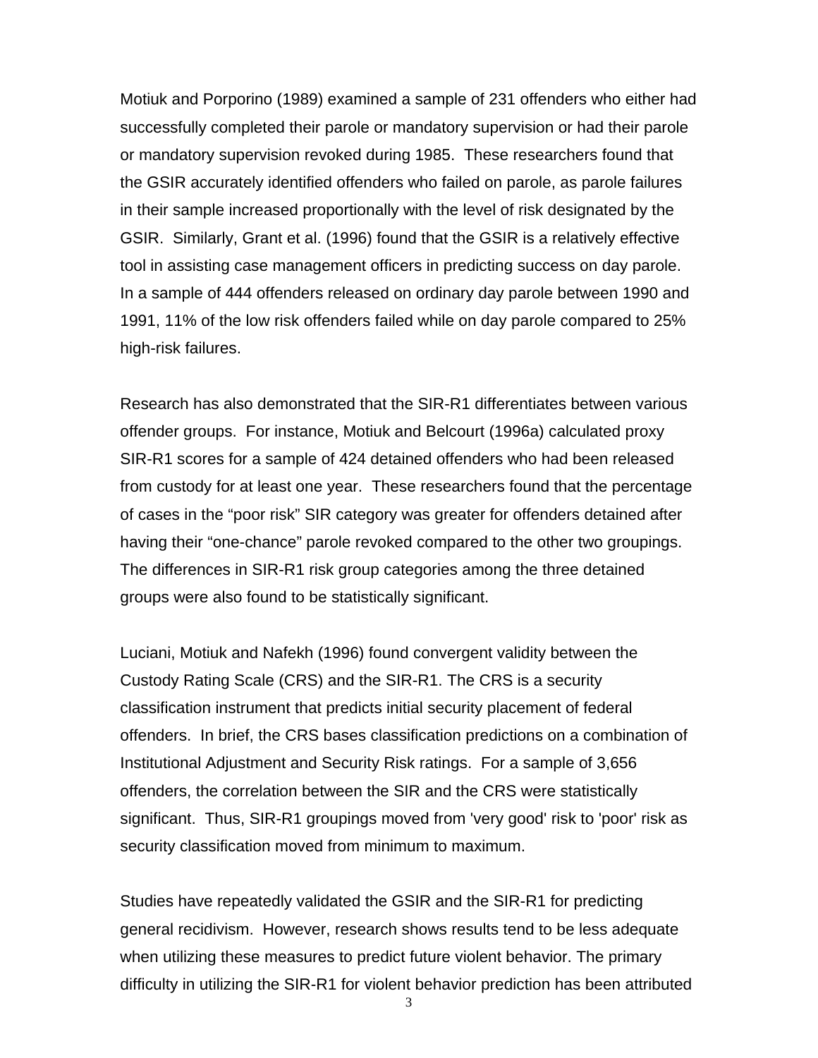Motiuk and Porporino (1989) examined a sample of 231 offenders who either had successfully completed their parole or mandatory supervision or had their parole or mandatory supervision revoked during 1985. These researchers found that the GSIR accurately identified offenders who failed on parole, as parole failures in their sample increased proportionally with the level of risk designated by the GSIR. Similarly, Grant et al. (1996) found that the GSIR is a relatively effective tool in assisting case management officers in predicting success on day parole. In a sample of 444 offenders released on ordinary day parole between 1990 and 1991, 11% of the low risk offenders failed while on day parole compared to 25% high-risk failures.

Research has also demonstrated that the SIR-R1 differentiates between various offender groups. For instance, Motiuk and Belcourt (1996a) calculated proxy SIR-R1 scores for a sample of 424 detained offenders who had been released from custody for at least one year. These researchers found that the percentage of cases in the “poor risk” SIR category was greater for offenders detained after having their “one-chance” parole revoked compared to the other two groupings. The differences in SIR-R1 risk group categories among the three detained groups were also found to be statistically significant.

Luciani, Motiuk and Nafekh (1996) found convergent validity between the Custody Rating Scale (CRS) and the SIR-R1. The CRS is a security classification instrument that predicts initial security placement of federal offenders. In brief, the CRS bases classification predictions on a combination of Institutional Adjustment and Security Risk ratings. For a sample of 3,656 offenders, the correlation between the SIR and the CRS were statistically significant. Thus, SIR-R1 groupings moved from 'very good' risk to 'poor' risk as security classification moved from minimum to maximum.

Studies have repeatedly validated the GSIR and the SIR-R1 for predicting general recidivism. However, research shows results tend to be less adequate when utilizing these measures to predict future violent behavior. The primary difficulty in utilizing the SIR-R1 for violent behavior prediction has been attributed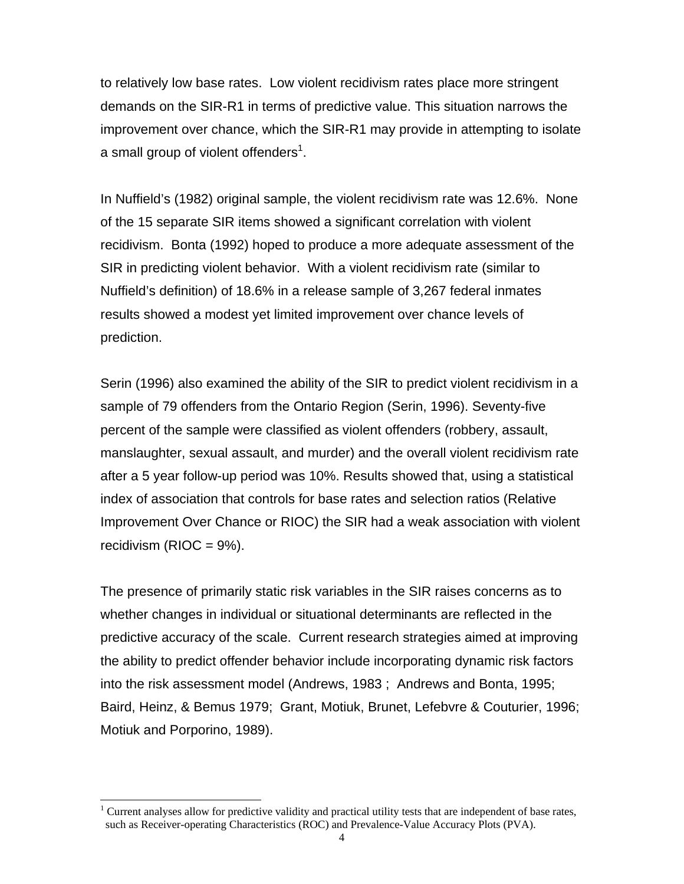to relatively low base rates. Low violent recidivism rates place more stringent demands on the SIR-R1 in terms of predictive value. This situation narrows the improvement over chance, which the SIR-R1 may provide in attempting to isolate a small group of violent offenders[1].

In Nuffield's (1982) original sample, the violent recidivism rate was 12.6%. None of the 15 separate SIR items showed a significant correlation with violent recidivism. Bonta (1992) hoped to produce a more adequate assessment of the SIR in predicting violent behavior. With a violent recidivism rate (similar to Nuffield's definition) of 18.6% in a release sample of 3,267 federal inmates results showed a modest yet limited improvement over chance levels of prediction.

Serin (1996) also examined the ability of the SIR to predict violent recidivism in a sample of 79 offenders from the Ontario Region (Serin, 1996). Seventy-five percent of the sample were classified as violent offenders (robbery, assault, manslaughter, sexual assault, and murder) and the overall violent recidivism rate after a 5 year follow-up period was 10%. Results showed that, using a statistical index of association that controls for base rates and selection ratios (Relative Improvement Over Chance or RIOC) the SIR had a weak association with violent recidivism (RIOC = 9%).

The presence of primarily static risk variables in the SIR raises concerns as to whether changes in individual or situational determinants are reflected in the predictive accuracy of the scale. Current research strategies aimed at improving the ability to predict offender behavior include incorporating dynamic risk factors into the risk assessment model (Andrews, 1983 ; Andrews and Bonta, 1995; Baird, Heinz, & Bemus 1979; Grant, Motiuk, Brunet, Lefebvre & Couturier, 1996; Motiuk and Porporino, 1989).

[1] Current analyses allow for predictive validity and practical utility tests that are independent of base rates, such as Receiver-operating Characteristics (ROC) and Prevalence-Value Accuracy Plots (PVA).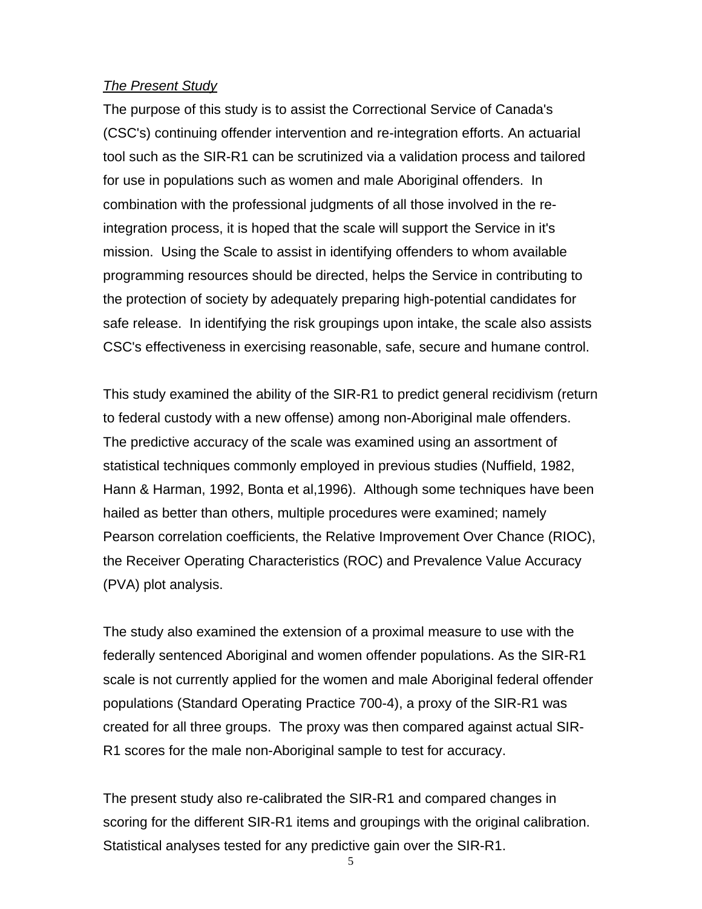*The Present Study*

The purpose of this study is to assist the Correctional Service of Canada's (CSC's) continuing offender intervention and re-integration efforts. An actuarial tool such as the SIR-R1 can be scrutinized via a validation process and tailored for use in populations such as women and male Aboriginal offenders. In combination with the professional judgments of all those involved in the re-integration process, it is hoped that the scale will support the Service in it's mission. Using the Scale to assist in identifying offenders to whom available programming resources should be directed, helps the Service in contributing to the protection of society by adequately preparing high-potential candidates for safe release. In identifying the risk groupings upon intake, the scale also assists CSC's effectiveness in exercising reasonable, safe, secure and humane control.

This study examined the ability of the SIR-R1 to predict general recidivism (return to federal custody with a new offense) among non-Aboriginal male offenders. The predictive accuracy of the scale was examined using an assortment of statistical techniques commonly employed in previous studies (Nuffield, 1982, Hann & Harman, 1992, Bonta et al,1996). Although some techniques have been hailed as better than others, multiple procedures were examined; namely Pearson correlation coefficients, the Relative Improvement Over Chance (RIOC), the Receiver Operating Characteristics (ROC) and Prevalence Value Accuracy (PVA) plot analysis.

The study also examined the extension of a proximal measure to use with the federally sentenced Aboriginal and women offender populations. As the SIR-R1 scale is not currently applied for the women and male Aboriginal federal offender populations (Standard Operating Practice 700-4), a proxy of the SIR-R1 was created for all three groups. The proxy was then compared against actual SIR-R1 scores for the male non-Aboriginal sample to test for accuracy.

The present study also re-calibrated the SIR-R1 and compared changes in scoring for the different SIR-R1 items and groupings with the original calibration. Statistical analyses tested for any predictive gain over the SIR-R1.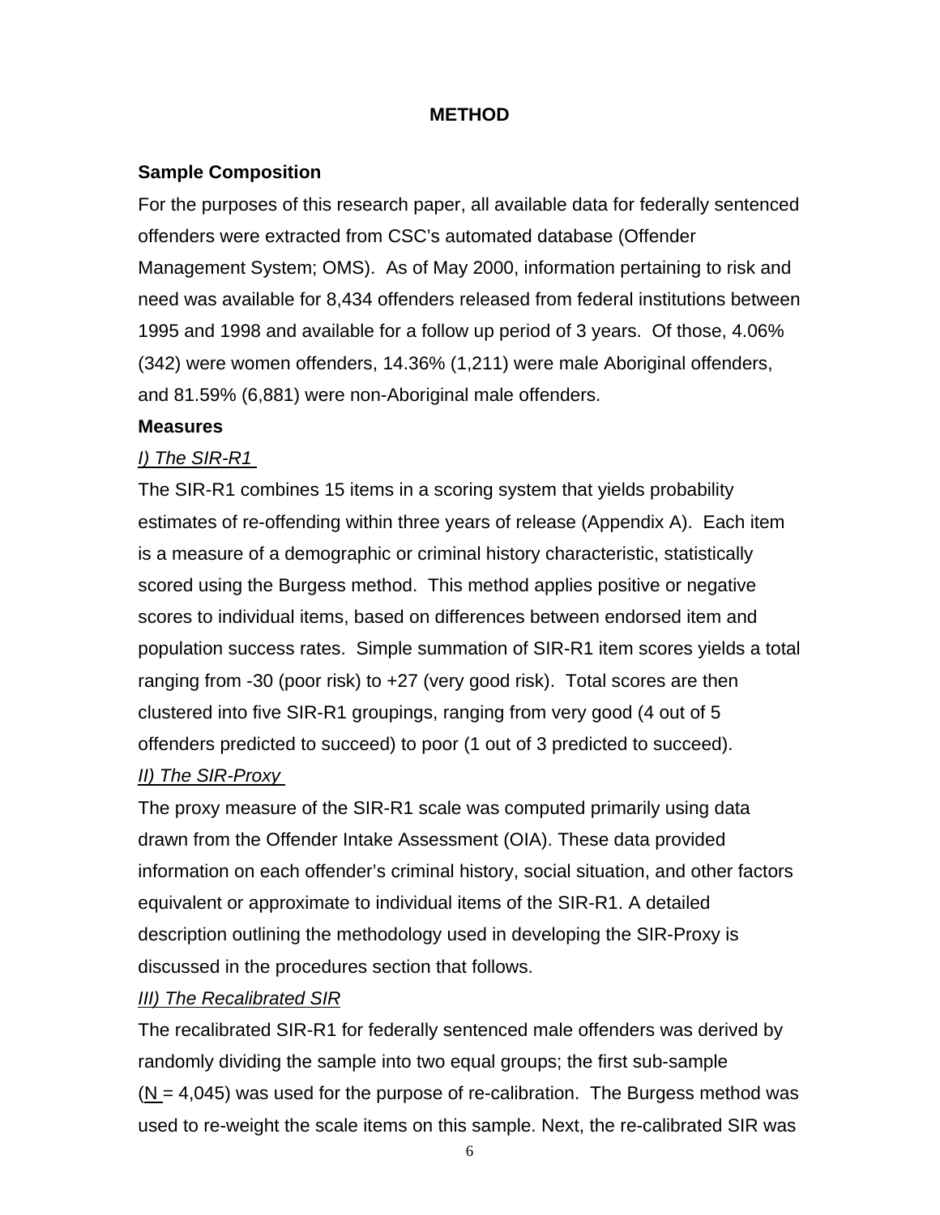# METHOD

## Sample Composition

For the purposes of this research paper, all available data for federally sentenced offenders were extracted from CSC's automated database (Offender Management System; OMS). As of May 2000, information pertaining to risk and need was available for 8,434 offenders released from federal institutions between 1995 and 1998 and available for a follow up period of 3 years. Of those, 4.06% (342) were women offenders, 14.36% (1,211) were male Aboriginal offenders, and 81.59% (6,881) were non-Aboriginal male offenders.

## Measures

### I) The SIR-R1

The SIR-R1 combines 15 items in a scoring system that yields probability estimates of re-offending within three years of release (Appendix A). Each item is a measure of a demographic or criminal history characteristic, statistically scored using the Burgess method. This method applies positive or negative scores to individual items, based on differences between endorsed item and population success rates. Simple summation of SIR-R1 item scores yields a total ranging from -30 (poor risk) to +27 (very good risk). Total scores are then clustered into five SIR-R1 groupings, ranging from very good (4 out of 5 offenders predicted to succeed) to poor (1 out of 3 predicted to succeed).

### II) The SIR-Proxy

The proxy measure of the SIR-R1 scale was computed primarily using data drawn from the Offender Intake Assessment (OIA). These data provided information on each offender's criminal history, social situation, and other factors equivalent or approximate to individual items of the SIR-R1. A detailed description outlining the methodology used in developing the SIR-Proxy is discussed in the procedures section that follows.

### III) The Recalibrated SIR

The recalibrated SIR-R1 for federally sentenced male offenders was derived by randomly dividing the sample into two equal groups; the first sub-sample (N = 4,045) was used for the purpose of re-calibration. The Burgess method was used to re-weight the scale items on this sample. Next, the re-calibrated SIR was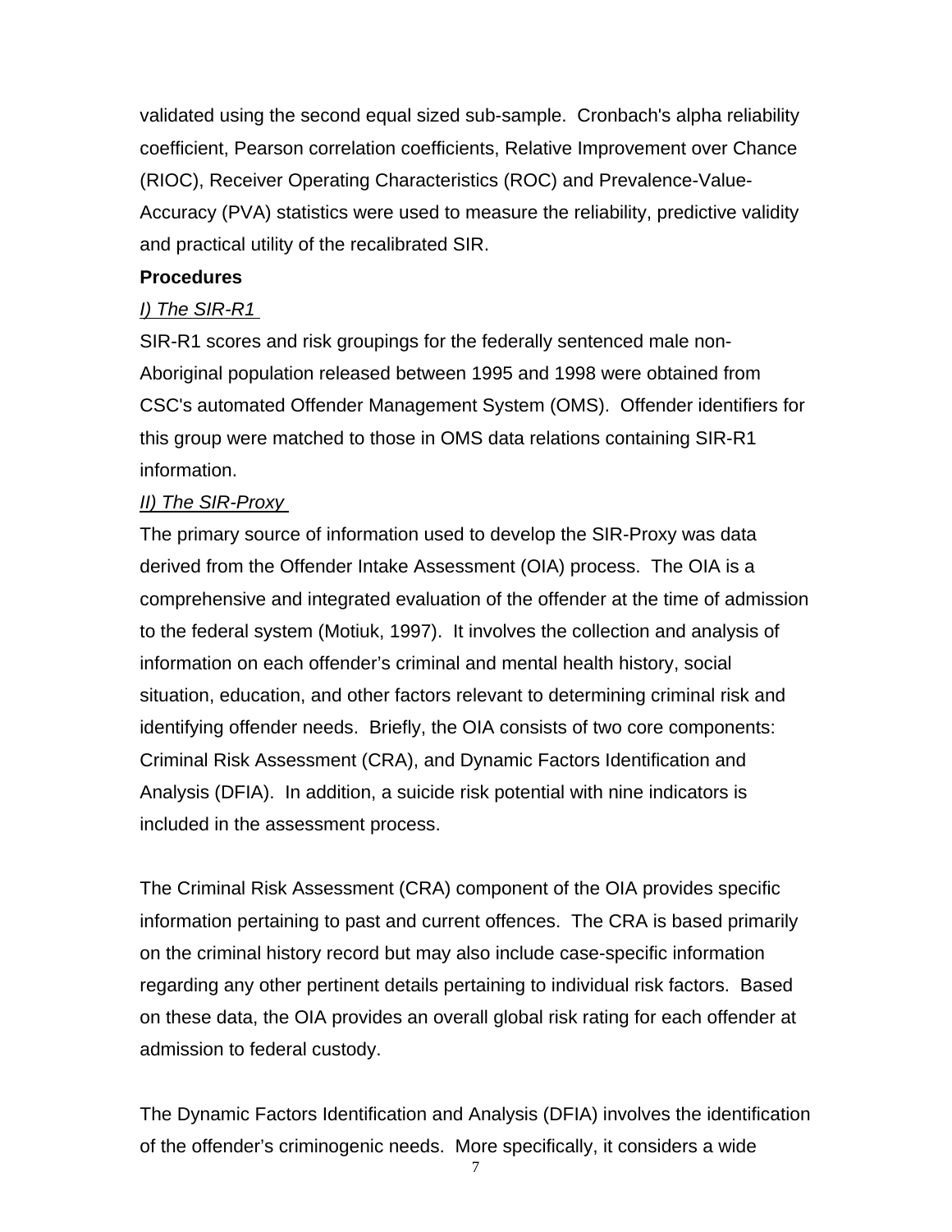validated using the second equal sized sub-sample. Cronbach's alpha reliability coefficient, Pearson correlation coefficients, Relative Improvement over Chance (RIOC), Receiver Operating Characteristics (ROC) and Prevalence-Value-Accuracy (PVA) statistics were used to measure the reliability, predictive validity and practical utility of the recalibrated SIR.

**Procedures**

*I) The SIR-R1*

SIR-R1 scores and risk groupings for the federally sentenced male non-Aboriginal population released between 1995 and 1998 were obtained from CSC's automated Offender Management System (OMS). Offender identifiers for this group were matched to those in OMS data relations containing SIR-R1 information.

*II) The SIR-Proxy*

The primary source of information used to develop the SIR-Proxy was data derived from the Offender Intake Assessment (OIA) process. The OIA is a comprehensive and integrated evaluation of the offender at the time of admission to the federal system (Motiuk, 1997). It involves the collection and analysis of information on each offender's criminal and mental health history, social situation, education, and other factors relevant to determining criminal risk and identifying offender needs. Briefly, the OIA consists of two core components: Criminal Risk Assessment (CRA), and Dynamic Factors Identification and Analysis (DFIA). In addition, a suicide risk potential with nine indicators is included in the assessment process.

The Criminal Risk Assessment (CRA) component of the OIA provides specific information pertaining to past and current offences. The CRA is based primarily on the criminal history record but may also include case-specific information regarding any other pertinent details pertaining to individual risk factors. Based on these data, the OIA provides an overall global risk rating for each offender at admission to federal custody.

The Dynamic Factors Identification and Analysis (DFIA) involves the identification of the offender's criminogenic needs. More specifically, it considers a wide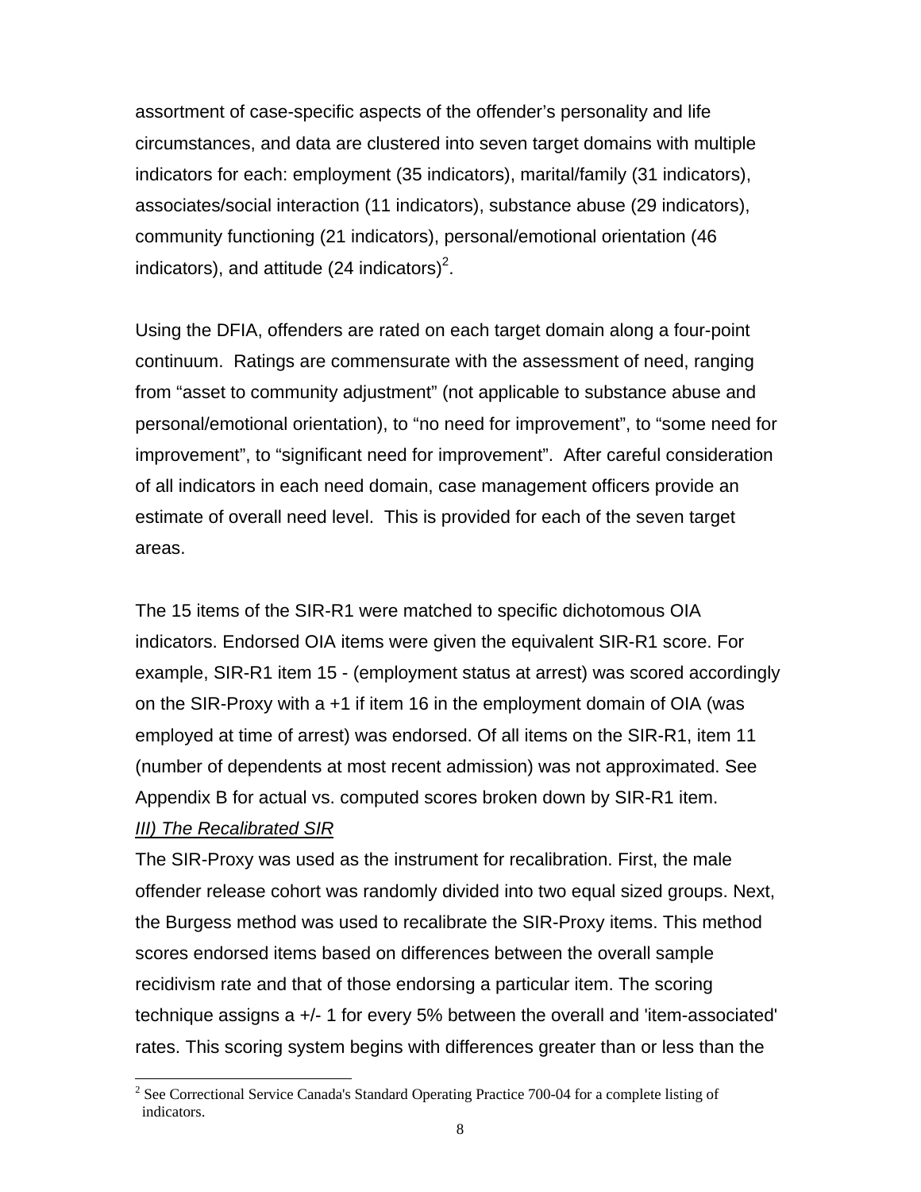assortment of case-specific aspects of the offender's personality and life circumstances, and data are clustered into seven target domains with multiple indicators for each: employment (35 indicators), marital/family (31 indicators), associates/social interaction (11 indicators), substance abuse (29 indicators), community functioning (21 indicators), personal/emotional orientation (46 indicators), and attitude (24 indicators)[2].

Using the DFIA, offenders are rated on each target domain along a four-point continuum. Ratings are commensurate with the assessment of need, ranging from "asset to community adjustment" (not applicable to substance abuse and personal/emotional orientation), to "no need for improvement", to "some need for improvement", to "significant need for improvement". After careful consideration of all indicators in each need domain, case management officers provide an estimate of overall need level. This is provided for each of the seven target areas.

The 15 items of the SIR-R1 were matched to specific dichotomous OIA indicators. Endorsed OIA items were given the equivalent SIR-R1 score. For example, SIR-R1 item 15 - (employment status at arrest) was scored accordingly on the SIR-Proxy with a +1 if item 16 in the employment domain of OIA (was employed at time of arrest) was endorsed. Of all items on the SIR-R1, item 11 (number of dependents at most recent admission) was not approximated. See Appendix B for actual vs. computed scores broken down by SIR-R1 item.

*III) The Recalibrated SIR*

The SIR-Proxy was used as the instrument for recalibration. First, the male offender release cohort was randomly divided into two equal sized groups. Next, the Burgess method was used to recalibrate the SIR-Proxy items. This method scores endorsed items based on differences between the overall sample recidivism rate and that of those endorsing a particular item. The scoring technique assigns a +/- 1 for every 5% between the overall and 'item-associated' rates. This scoring system begins with differences greater than or less than the

[2] See Correctional Service Canada's Standard Operating Practice 700-04 for a complete listing of indicators.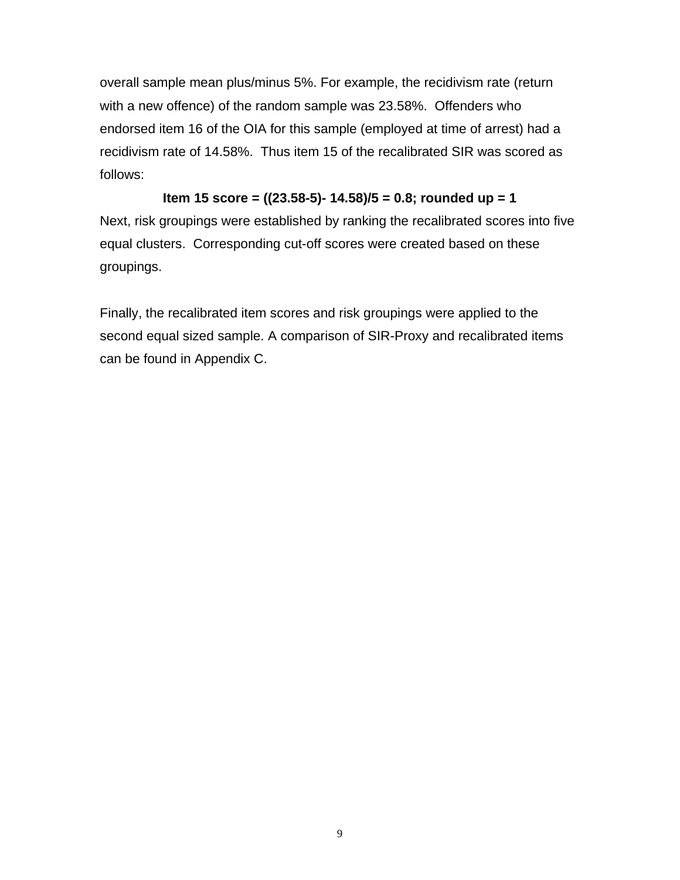overall sample mean plus/minus 5%. For example, the recidivism rate (return with a new offence) of the random sample was 23.58%. Offenders who endorsed item 16 of the OIA for this sample (employed at time of arrest) had a recidivism rate of 14.58%. Thus item 15 of the recalibrated SIR was scored as follows:

**Item 15 score = ((23.58-5)- 14.58)/5 = 0.8; rounded up = 1**

Next, risk groupings were established by ranking the recalibrated scores into five equal clusters. Corresponding cut-off scores were created based on these groupings.

Finally, the recalibrated item scores and risk groupings were applied to the second equal sized sample. A comparison of SIR-Proxy and recalibrated items can be found in Appendix C.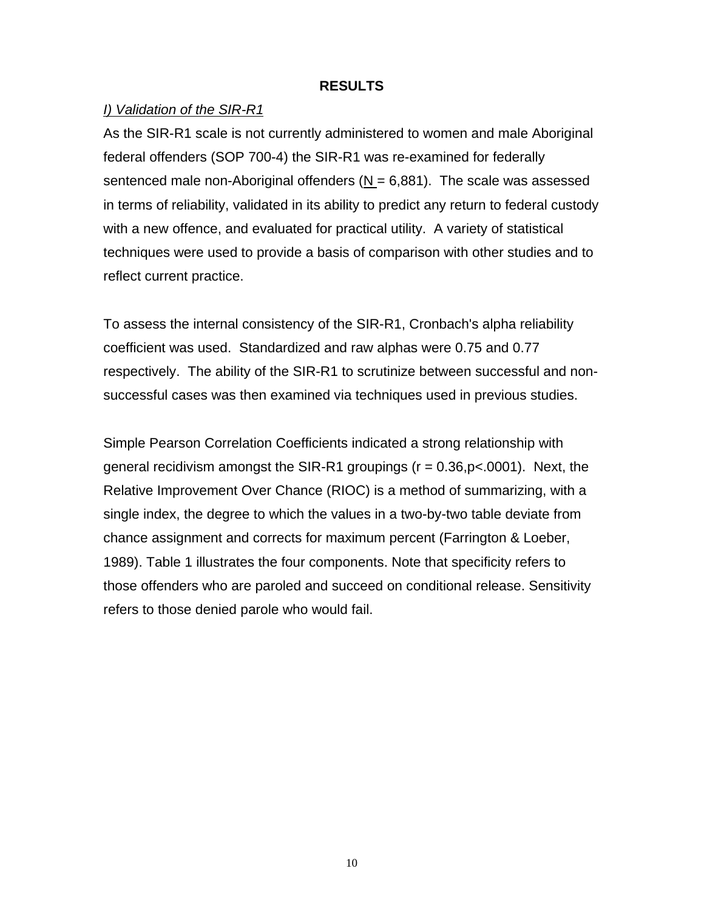## RESULTS

*I) Validation of the SIR-R1*

As the SIR-R1 scale is not currently administered to women and male Aboriginal federal offenders (SOP 700-4) the SIR-R1 was re-examined for federally sentenced male non-Aboriginal offenders (N = 6,881). The scale was assessed in terms of reliability, validated in its ability to predict any return to federal custody with a new offence, and evaluated for practical utility. A variety of statistical techniques were used to provide a basis of comparison with other studies and to reflect current practice.

To assess the internal consistency of the SIR-R1, Cronbach's alpha reliability coefficient was used. Standardized and raw alphas were 0.75 and 0.77 respectively. The ability of the SIR-R1 to scrutinize between successful and non-successful cases was then examined via techniques used in previous studies.

Simple Pearson Correlation Coefficients indicated a strong relationship with general recidivism amongst the SIR-R1 groupings ($r = 0.36, p < .0001$). Next, the Relative Improvement Over Chance (RIOC) is a method of summarizing, with a single index, the degree to which the values in a two-by-two table deviate from chance assignment and corrects for maximum percent (Farrington & Loeber, 1989). Table 1 illustrates the four components. Note that specificity refers to those offenders who are paroled and succeed on conditional release. Sensitivity refers to those denied parole who would fail.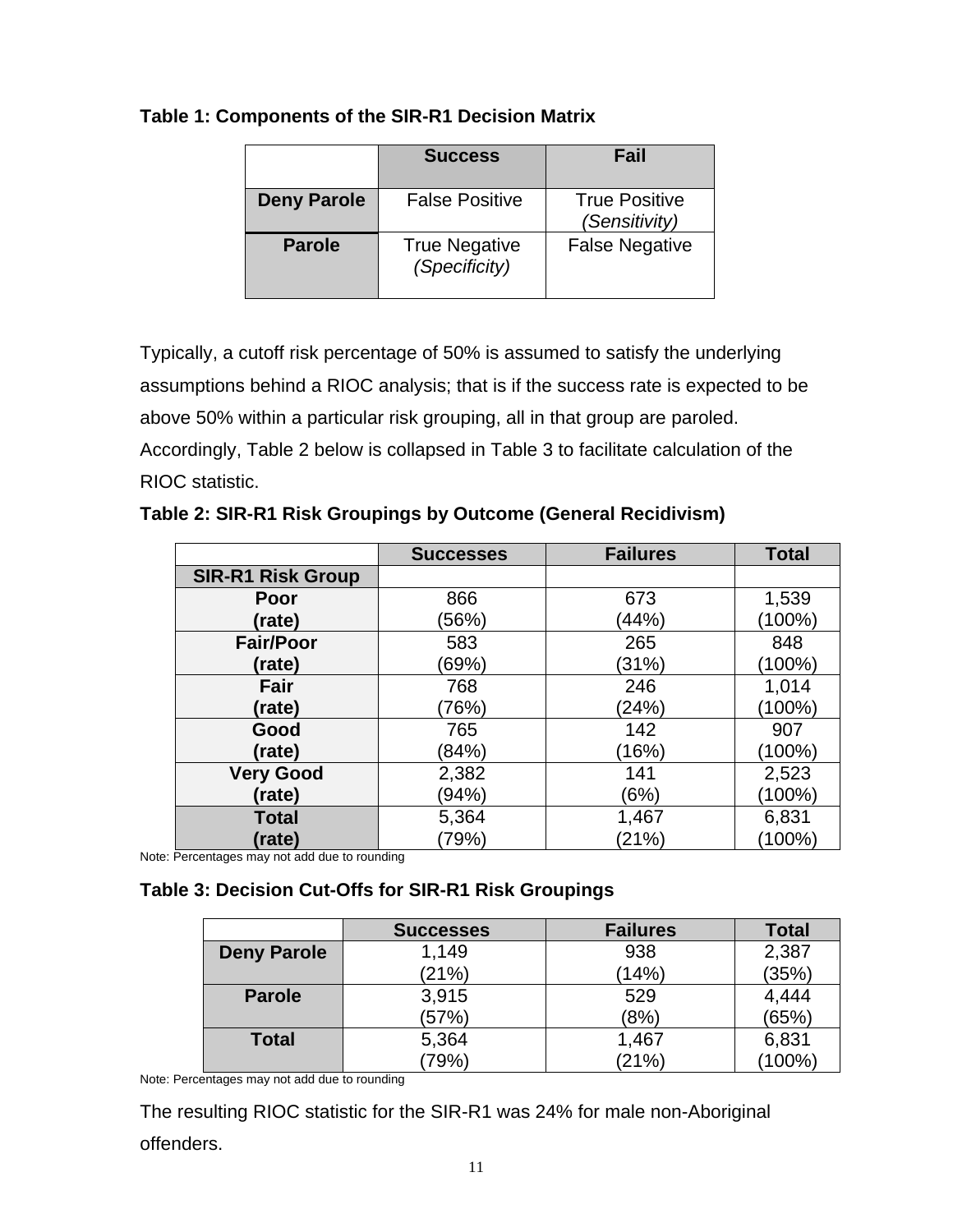**Table 1: Components of the SIR-R1 Decision Matrix**

| | Success | Fail |
|---|---|---|
| **Deny Parole** | False Positive | True Positive *(Sensitivity)* |
| **Parole** | True Negative *(Specificity)* | False Negative |

Typically, a cutoff risk percentage of 50% is assumed to satisfy the underlying assumptions behind a RIOC analysis; that is if the success rate is expected to be above 50% within a particular risk grouping, all in that group are paroled. Accordingly, Table 2 below is collapsed in Table 3 to facilitate calculation of the RIOC statistic.

**Table 2: SIR-R1 Risk Groupings by Outcome (General Recidivism)**

| | Successes | Failures | Total |
|---|---|---|---|
| **SIR-R1 Risk Group** | | | |
| **Poor (rate)** | 866 (56%) | 673 (44%) | 1,539 (100%) |
| **Fair/Poor (rate)** | 583 (69%) | 265 (31%) | 848 (100%) |
| **Fair (rate)** | 768 (76%) | 246 (24%) | 1,014 (100%) |
| **Good (rate)** | 765 (84%) | 142 (16%) | 907 (100%) |
| **Very Good (rate)** | 2,382 (94%) | 141 (6%) | 2,523 (100%) |
| **Total (rate)** | 5,364 (79%) | 1,467 (21%) | 6,831 (100%) |

Note: Percentages may not add due to rounding

**Table 3: Decision Cut-Offs for SIR-R1 Risk Groupings**

| | Successes | Failures | Total |
|---|---|---|---|
| **Deny Parole** | 1,149 (21%) | 938 (14%) | 2,387 (35%) |
| **Parole** | 3,915 (57%) | 529 (8%) | 4,444 (65%) |
| **Total** | 5,364 (79%) | 1,467 (21%) | 6,831 (100%) |

Note: Percentages may not add due to rounding

The resulting RIOC statistic for the SIR-R1 was 24% for male non-Aboriginal offenders.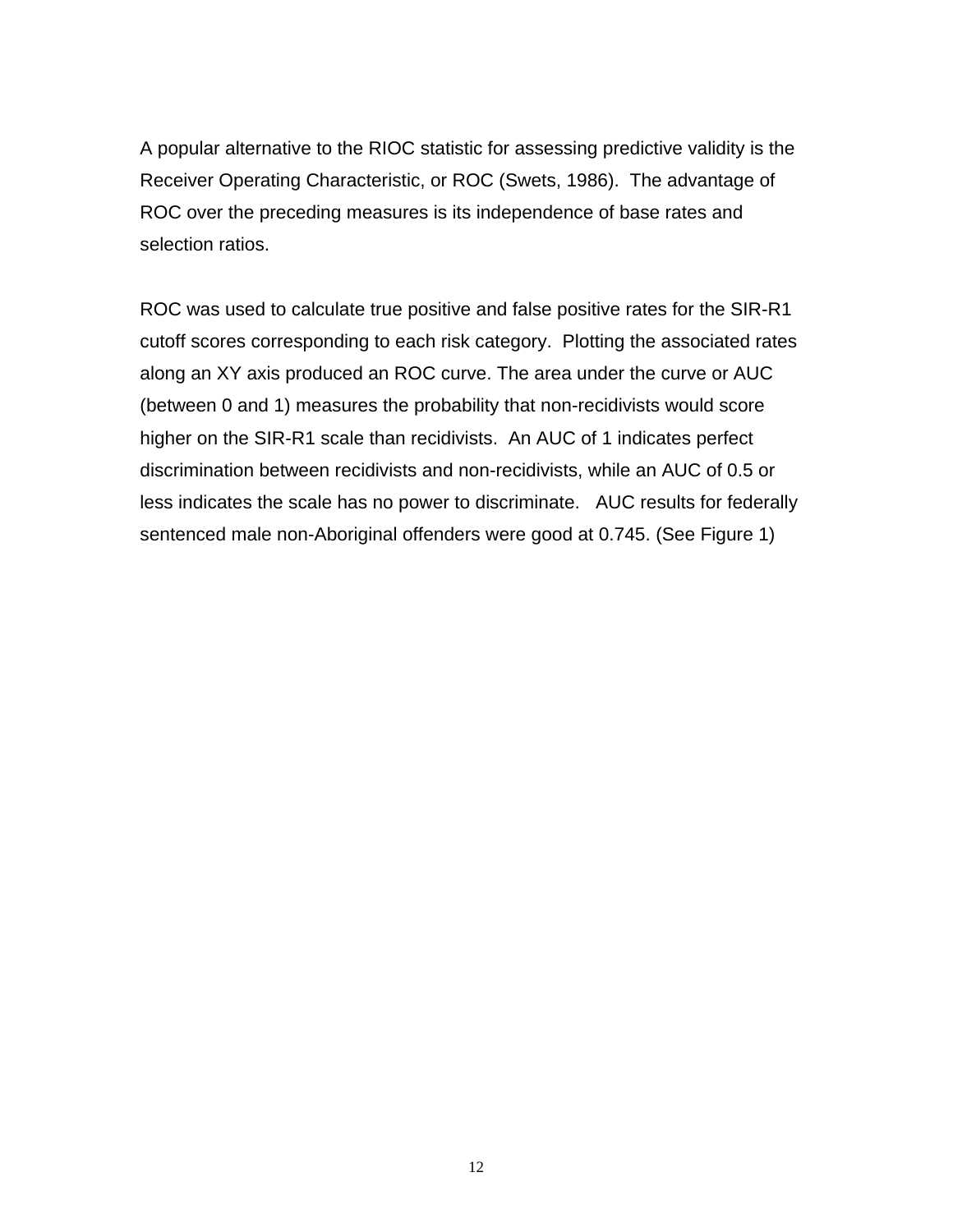A popular alternative to the RIOC statistic for assessing predictive validity is the Receiver Operating Characteristic, or ROC (Swets, 1986). The advantage of ROC over the preceding measures is its independence of base rates and selection ratios.

ROC was used to calculate true positive and false positive rates for the SIR-R1 cutoff scores corresponding to each risk category. Plotting the associated rates along an XY axis produced an ROC curve. The area under the curve or AUC (between 0 and 1) measures the probability that non-recidivists would score higher on the SIR-R1 scale than recidivists. An AUC of 1 indicates perfect discrimination between recidivists and non-recidivists, while an AUC of 0.5 or less indicates the scale has no power to discriminate. AUC results for federally sentenced male non-Aboriginal offenders were good at 0.745. (See Figure 1)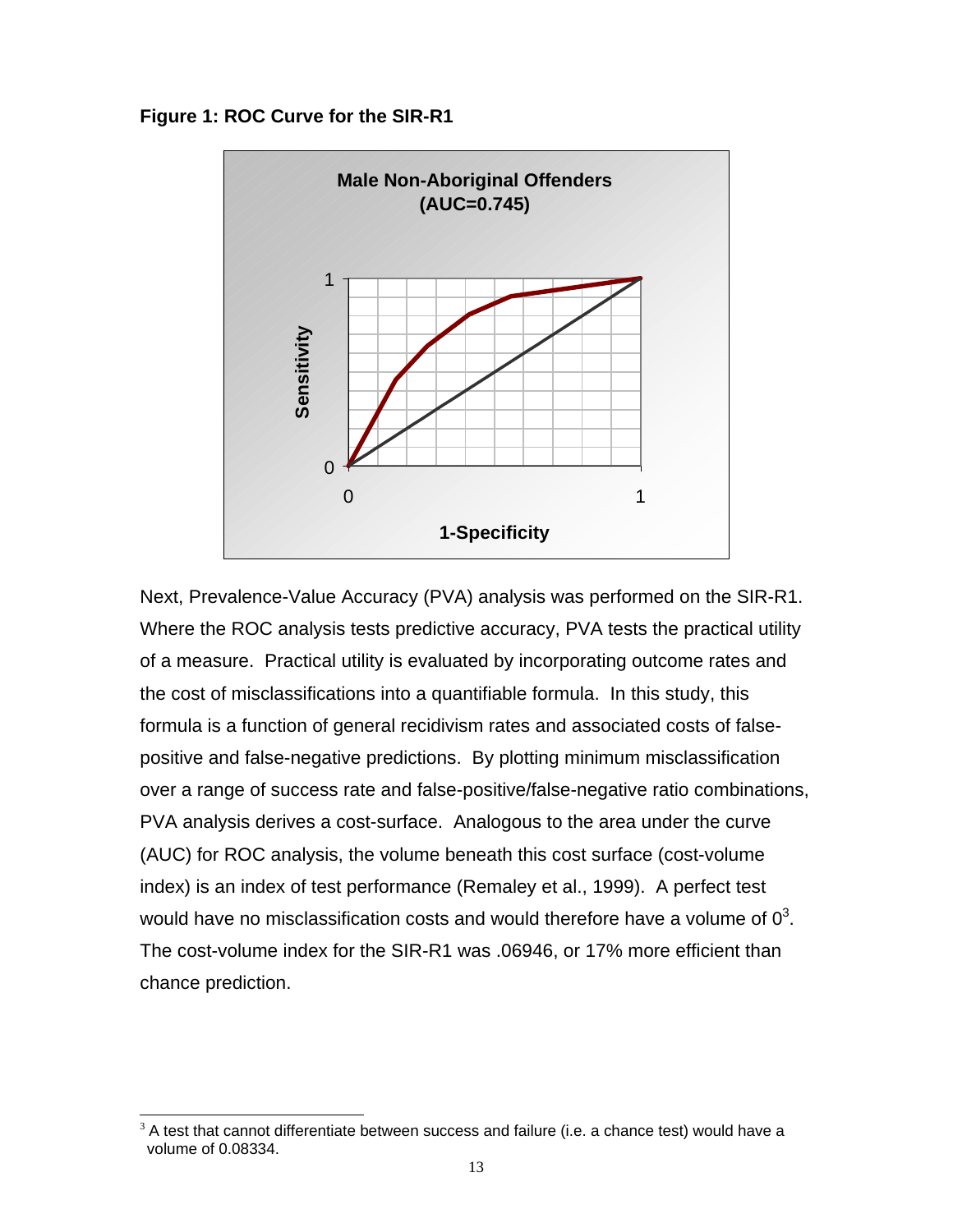**Figure 1: ROC Curve for the SIR-R1**

Next, Prevalence-Value Accuracy (PVA) analysis was performed on the SIR-R1. Where the ROC analysis tests predictive accuracy, PVA tests the practical utility of a measure. Practical utility is evaluated by incorporating outcome rates and the cost of misclassifications into a quantifiable formula. In this study, this formula is a function of general recidivism rates and associated costs of false-positive and false-negative predictions. By plotting minimum misclassification over a range of success rate and false-positive/false-negative ratio combinations, PVA analysis derives a cost-surface. Analogous to the area under the curve (AUC) for ROC analysis, the volume beneath this cost surface (cost-volume index) is an index of test performance (Remaley et al., 1999). A perfect test would have no misclassification costs and would therefore have a volume of 0[3]. The cost-volume index for the SIR-R1 was .06946, or 17% more efficient than chance prediction.

[3] A test that cannot differentiate between success and failure (i.e. a chance test) would have a volume of 0.08334.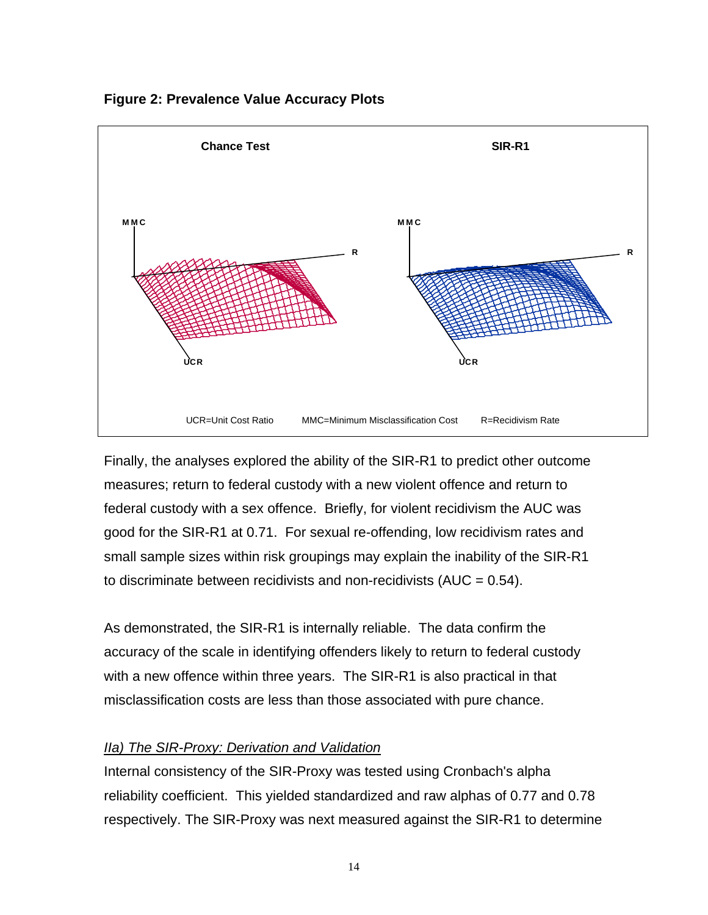**Figure 2: Prevalence Value Accuracy Plots**

Chance Test | SIR-R1

UCR=Unit Cost Ratio MMC=Minimum Misclassification Cost R=Recidivism Rate

Finally, the analyses explored the ability of the SIR-R1 to predict other outcome measures; return to federal custody with a new violent offence and return to federal custody with a sex offence. Briefly, for violent recidivism the AUC was good for the SIR-R1 at 0.71. For sexual re-offending, low recidivism rates and small sample sizes within risk groupings may explain the inability of the SIR-R1 to discriminate between recidivists and non-recidivists (AUC = 0.54).

As demonstrated, the SIR-R1 is internally reliable. The data confirm the accuracy of the scale in identifying offenders likely to return to federal custody with a new offence within three years. The SIR-R1 is also practical in that misclassification costs are less than those associated with pure chance.

*IIa) The SIR-Proxy: Derivation and Validation*

Internal consistency of the SIR-Proxy was tested using Cronbach's alpha reliability coefficient. This yielded standardized and raw alphas of 0.77 and 0.78 respectively. The SIR-Proxy was next measured against the SIR-R1 to determine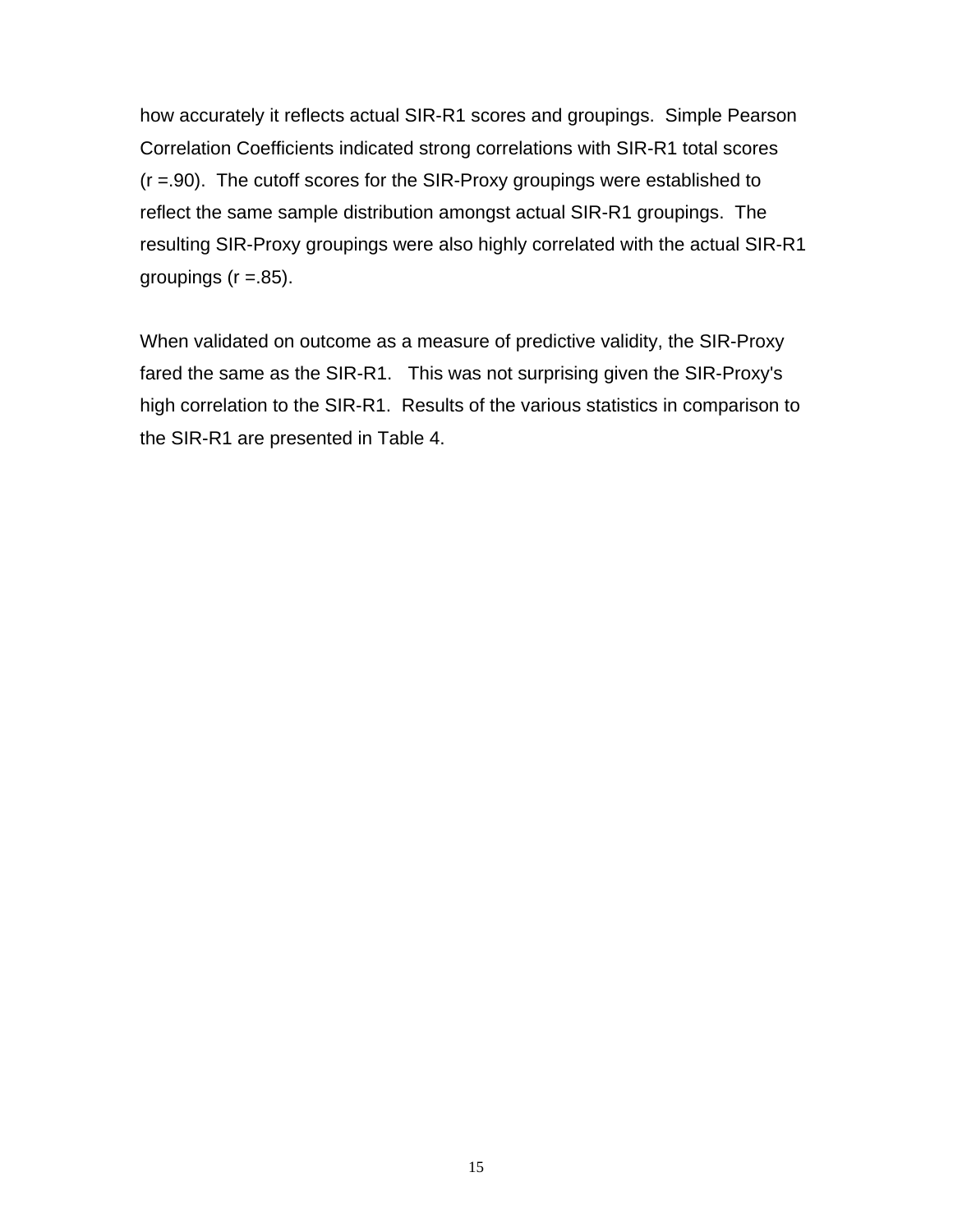how accurately it reflects actual SIR-R1 scores and groupings. Simple Pearson Correlation Coefficients indicated strong correlations with SIR-R1 total scores (r =.90). The cutoff scores for the SIR-Proxy groupings were established to reflect the same sample distribution amongst actual SIR-R1 groupings. The resulting SIR-Proxy groupings were also highly correlated with the actual SIR-R1 groupings (r =.85).

When validated on outcome as a measure of predictive validity, the SIR-Proxy fared the same as the SIR-R1. This was not surprising given the SIR-Proxy's high correlation to the SIR-R1. Results of the various statistics in comparison to the SIR-R1 are presented in Table 4.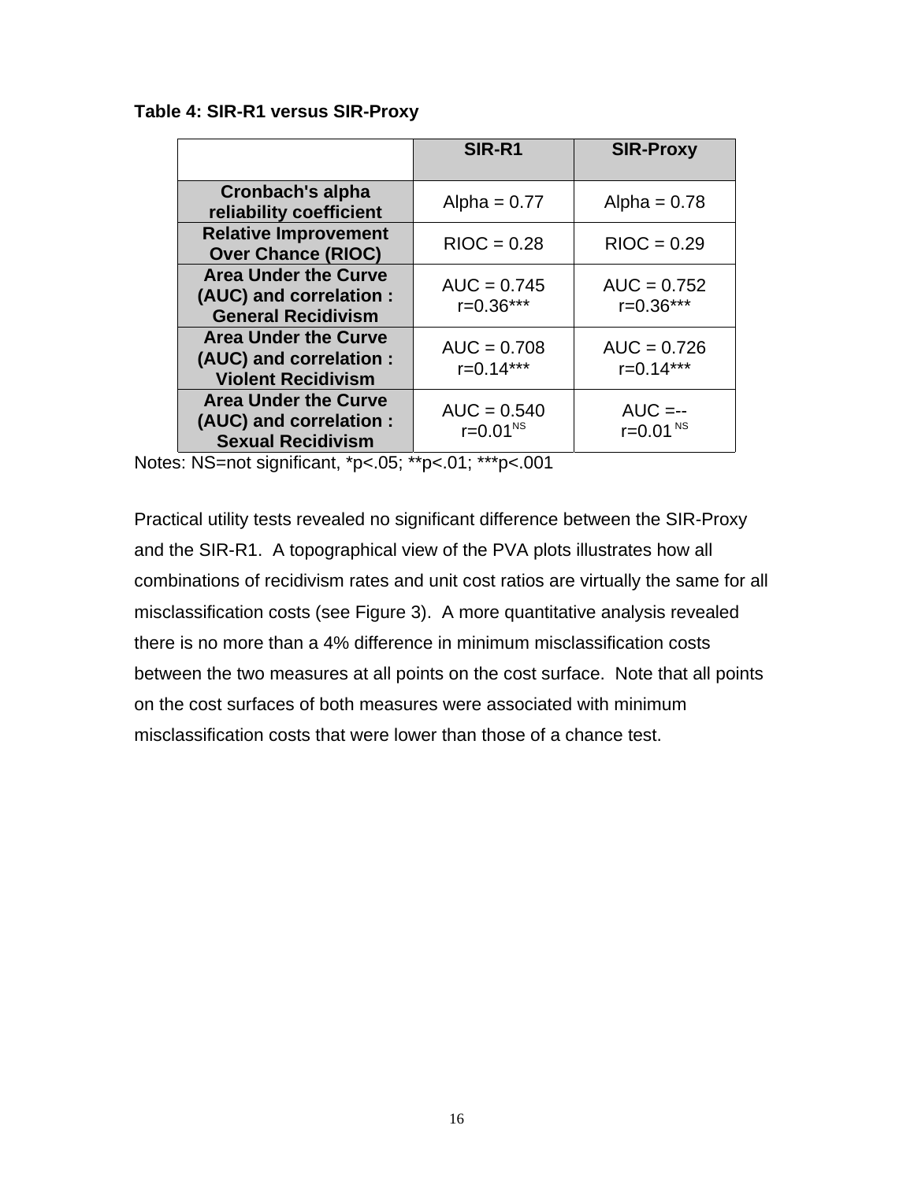**Table 4: SIR-R1 versus SIR-Proxy**

| | SIR-R1 | SIR-Proxy |
|---|---|---|
| **Cronbach's alpha reliability coefficient** | Alpha = 0.77 | Alpha = 0.78 |
| **Relative Improvement Over Chance (RIOC)** | RIOC = 0.28 | RIOC = 0.29 |
| **Area Under the Curve (AUC) and correlation : General Recidivism** | AUC = 0.745 r=0.36*** | AUC = 0.752 r=0.36*** |
| **Area Under the Curve (AUC) and correlation : Violent Recidivism** | AUC = 0.708 r=0.14*** | AUC = 0.726 r=0.14*** |
| **Area Under the Curve (AUC) and correlation : Sexual Recidivism** | AUC = 0.540 r=0.01 NS | AUC =-- r=0.01 NS |

Notes: NS=not significant, *p<.05; **p<.01; ***p<.001

Practical utility tests revealed no significant difference between the SIR-Proxy and the SIR-R1. A topographical view of the PVA plots illustrates how all combinations of recidivism rates and unit cost ratios are virtually the same for all misclassification costs (see Figure 3). A more quantitative analysis revealed there is no more than a 4% difference in minimum misclassification costs between the two measures at all points on the cost surface. Note that all points on the cost surfaces of both measures were associated with minimum misclassification costs that were lower than those of a chance test.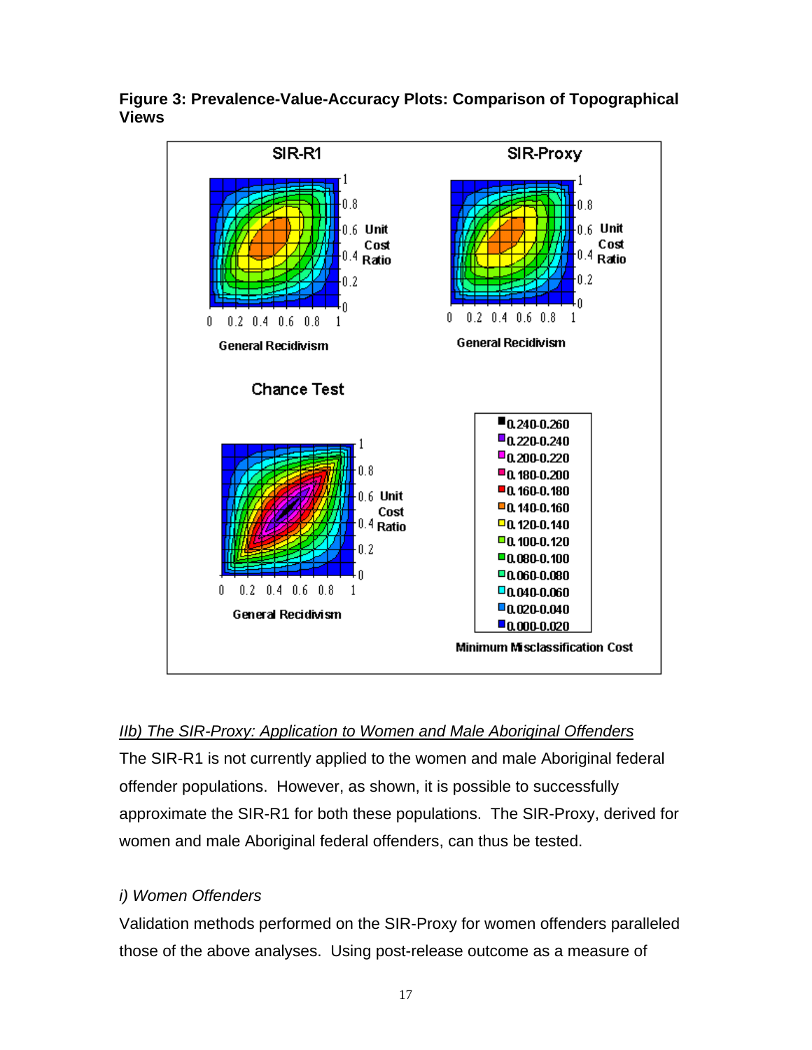**Figure 3: Prevalence-Value-Accuracy Plots: Comparison of Topographical Views**

*IIb) The SIR-Proxy: Application to Women and Male Aboriginal Offenders*

The SIR-R1 is not currently applied to the women and male Aboriginal federal offender populations. However, as shown, it is possible to successfully approximate the SIR-R1 for both these populations. The SIR-Proxy, derived for women and male Aboriginal federal offenders, can thus be tested.

*i) Women Offenders*

Validation methods performed on the SIR-Proxy for women offenders paralleled those of the above analyses. Using post-release outcome as a measure of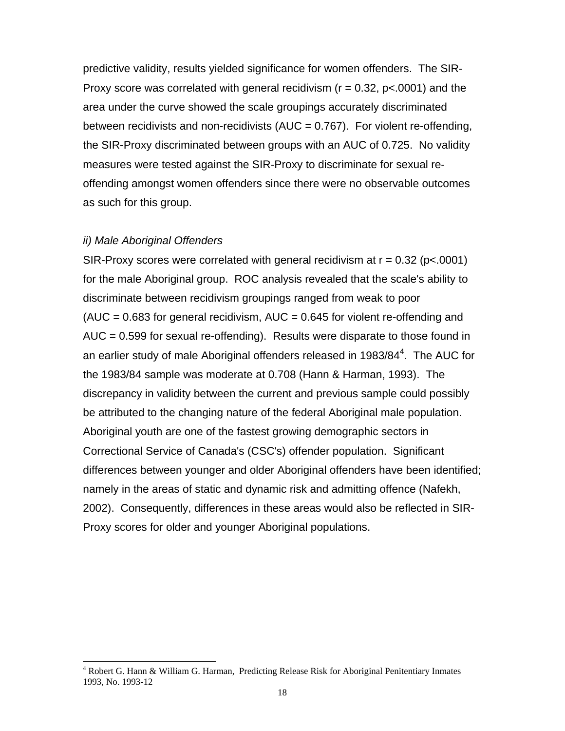predictive validity, results yielded significance for women offenders. The SIR-Proxy score was correlated with general recidivism ($r = 0.32$, $p<.0001$) and the area under the curve showed the scale groupings accurately discriminated between recidivists and non-recidivists (AUC = 0.767). For violent re-offending, the SIR-Proxy discriminated between groups with an AUC of 0.725. No validity measures were tested against the SIR-Proxy to discriminate for sexual re-offending amongst women offenders since there were no observable outcomes as such for this group.

*ii) Male Aboriginal Offenders*

SIR-Proxy scores were correlated with general recidivism at $r = 0.32$ ($p<.0001$) for the male Aboriginal group. ROC analysis revealed that the scale's ability to discriminate between recidivism groupings ranged from weak to poor (AUC = 0.683 for general recidivism, AUC = 0.645 for violent re-offending and AUC = 0.599 for sexual re-offending). Results were disparate to those found in an earlier study of male Aboriginal offenders released in 1983/84[4]. The AUC for the 1983/84 sample was moderate at 0.708 (Hann & Harman, 1993). The discrepancy in validity between the current and previous sample could possibly be attributed to the changing nature of the federal Aboriginal male population. Aboriginal youth are one of the fastest growing demographic sectors in Correctional Service of Canada's (CSC's) offender population. Significant differences between younger and older Aboriginal offenders have been identified; namely in the areas of static and dynamic risk and admitting offence (Nafekh, 2002). Consequently, differences in these areas would also be reflected in SIR-Proxy scores for older and younger Aboriginal populations.

[4] Robert G. Hann & William G. Harman, Predicting Release Risk for Aboriginal Penitentiary Inmates 1993, No. 1993-12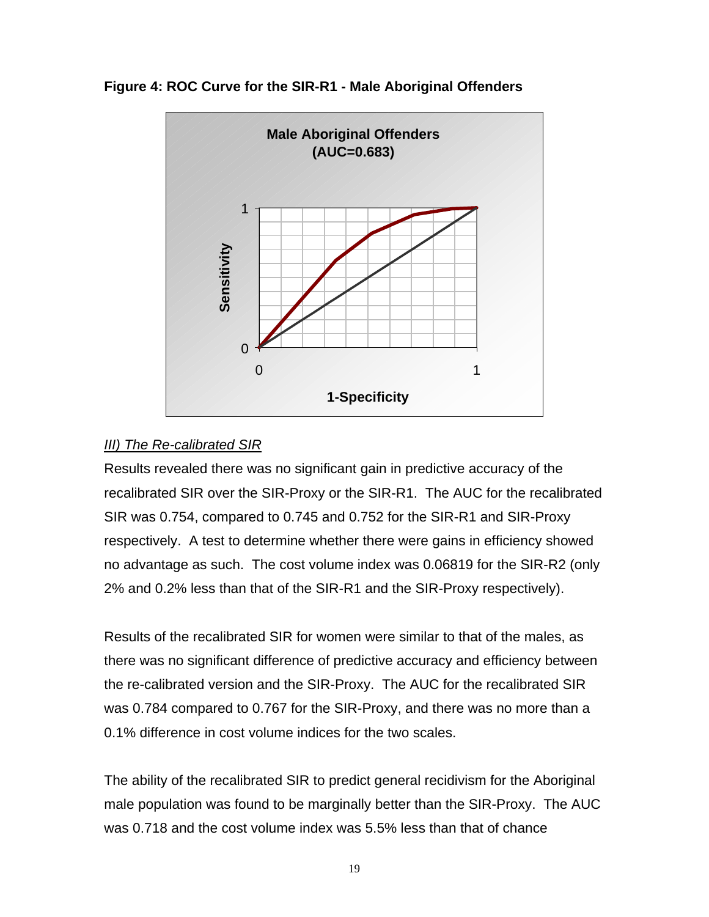**Figure 4: ROC Curve for the SIR-R1 - Male Aboriginal Offenders**

*III) The Re-calibrated SIR*

Results revealed there was no significant gain in predictive accuracy of the recalibrated SIR over the SIR-Proxy or the SIR-R1. The AUC for the recalibrated SIR was 0.754, compared to 0.745 and 0.752 for the SIR-R1 and SIR-Proxy respectively. A test to determine whether there were gains in efficiency showed no advantage as such. The cost volume index was 0.06819 for the SIR-R2 (only 2% and 0.2% less than that of the SIR-R1 and the SIR-Proxy respectively).

Results of the recalibrated SIR for women were similar to that of the males, as there was no significant difference of predictive accuracy and efficiency between the re-calibrated version and the SIR-Proxy. The AUC for the recalibrated SIR was 0.784 compared to 0.767 for the SIR-Proxy, and there was no more than a 0.1% difference in cost volume indices for the two scales.

The ability of the recalibrated SIR to predict general recidivism for the Aboriginal male population was found to be marginally better than the SIR-Proxy. The AUC was 0.718 and the cost volume index was 5.5% less than that of chance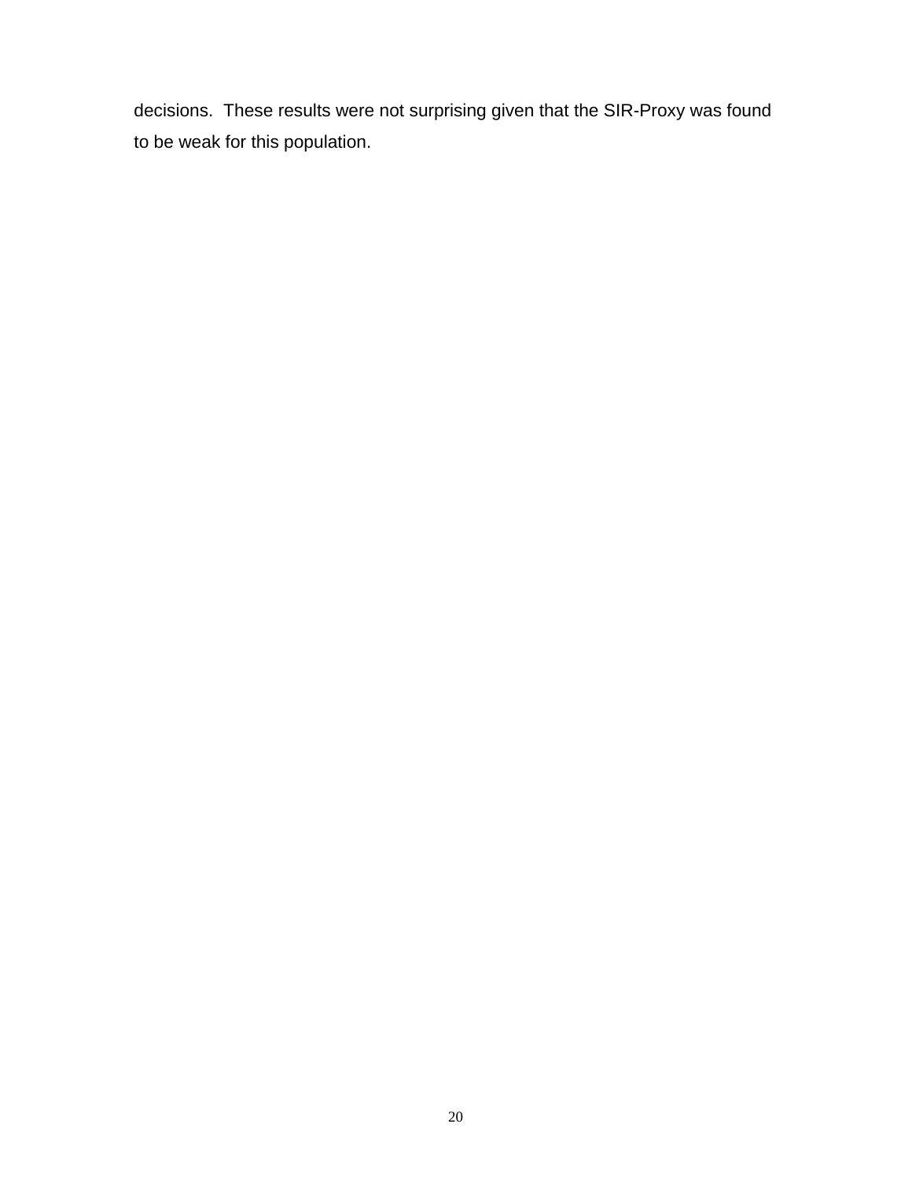decisions. These results were not surprising given that the SIR-Proxy was found to be weak for this population.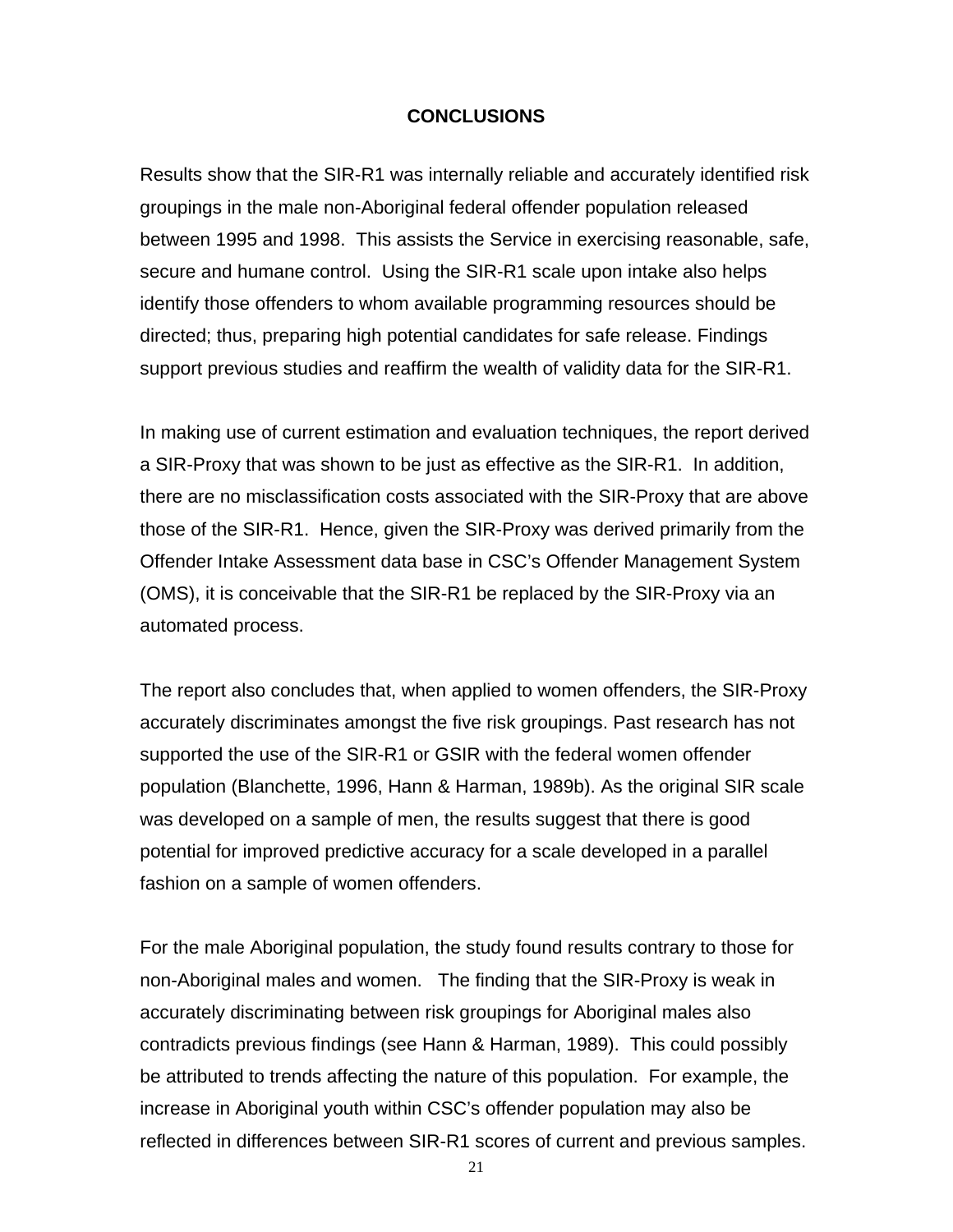# CONCLUSIONS

Results show that the SIR-R1 was internally reliable and accurately identified risk groupings in the male non-Aboriginal federal offender population released between 1995 and 1998. This assists the Service in exercising reasonable, safe, secure and humane control. Using the SIR-R1 scale upon intake also helps identify those offenders to whom available programming resources should be directed; thus, preparing high potential candidates for safe release. Findings support previous studies and reaffirm the wealth of validity data for the SIR-R1.

In making use of current estimation and evaluation techniques, the report derived a SIR-Proxy that was shown to be just as effective as the SIR-R1. In addition, there are no misclassification costs associated with the SIR-Proxy that are above those of the SIR-R1. Hence, given the SIR-Proxy was derived primarily from the Offender Intake Assessment data base in CSC's Offender Management System (OMS), it is conceivable that the SIR-R1 be replaced by the SIR-Proxy via an automated process.

The report also concludes that, when applied to women offenders, the SIR-Proxy accurately discriminates amongst the five risk groupings. Past research has not supported the use of the SIR-R1 or GSIR with the federal women offender population (Blanchette, 1996, Hann & Harman, 1989b). As the original SIR scale was developed on a sample of men, the results suggest that there is good potential for improved predictive accuracy for a scale developed in a parallel fashion on a sample of women offenders.

For the male Aboriginal population, the study found results contrary to those for non-Aboriginal males and women. The finding that the SIR-Proxy is weak in accurately discriminating between risk groupings for Aboriginal males also contradicts previous findings (see Hann & Harman, 1989). This could possibly be attributed to trends affecting the nature of this population. For example, the increase in Aboriginal youth within CSC's offender population may also be reflected in differences between SIR-R1 scores of current and previous samples.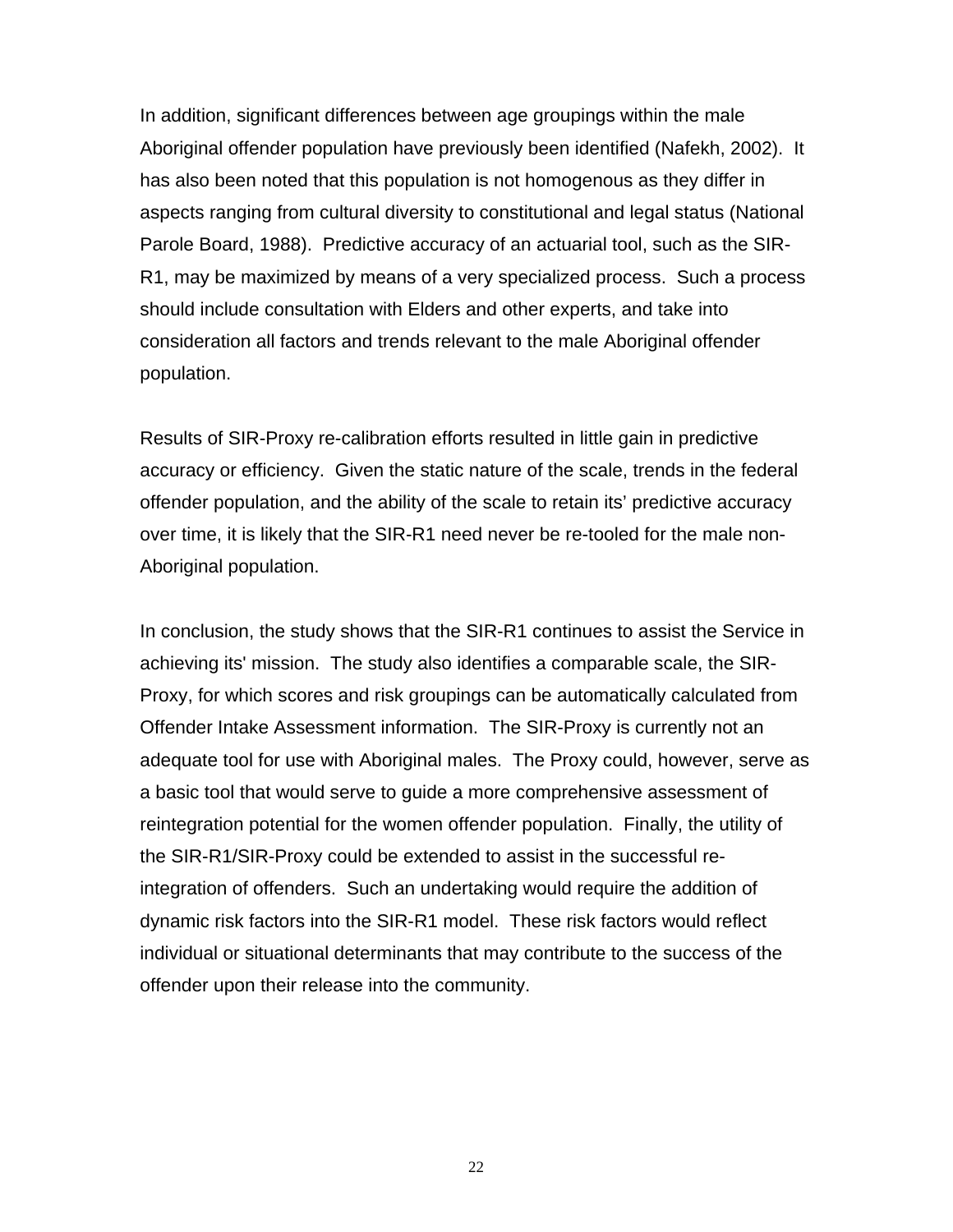In addition, significant differences between age groupings within the male Aboriginal offender population have previously been identified (Nafekh, 2002). It has also been noted that this population is not homogenous as they differ in aspects ranging from cultural diversity to constitutional and legal status (National Parole Board, 1988). Predictive accuracy of an actuarial tool, such as the SIR-R1, may be maximized by means of a very specialized process. Such a process should include consultation with Elders and other experts, and take into consideration all factors and trends relevant to the male Aboriginal offender population.

Results of SIR-Proxy re-calibration efforts resulted in little gain in predictive accuracy or efficiency. Given the static nature of the scale, trends in the federal offender population, and the ability of the scale to retain its' predictive accuracy over time, it is likely that the SIR-R1 need never be re-tooled for the male non-Aboriginal population.

In conclusion, the study shows that the SIR-R1 continues to assist the Service in achieving its' mission. The study also identifies a comparable scale, the SIR-Proxy, for which scores and risk groupings can be automatically calculated from Offender Intake Assessment information. The SIR-Proxy is currently not an adequate tool for use with Aboriginal males. The Proxy could, however, serve as a basic tool that would serve to guide a more comprehensive assessment of reintegration potential for the women offender population. Finally, the utility of the SIR-R1/SIR-Proxy could be extended to assist in the successful re-integration of offenders. Such an undertaking would require the addition of dynamic risk factors into the SIR-R1 model. These risk factors would reflect individual or situational determinants that may contribute to the success of the offender upon their release into the community.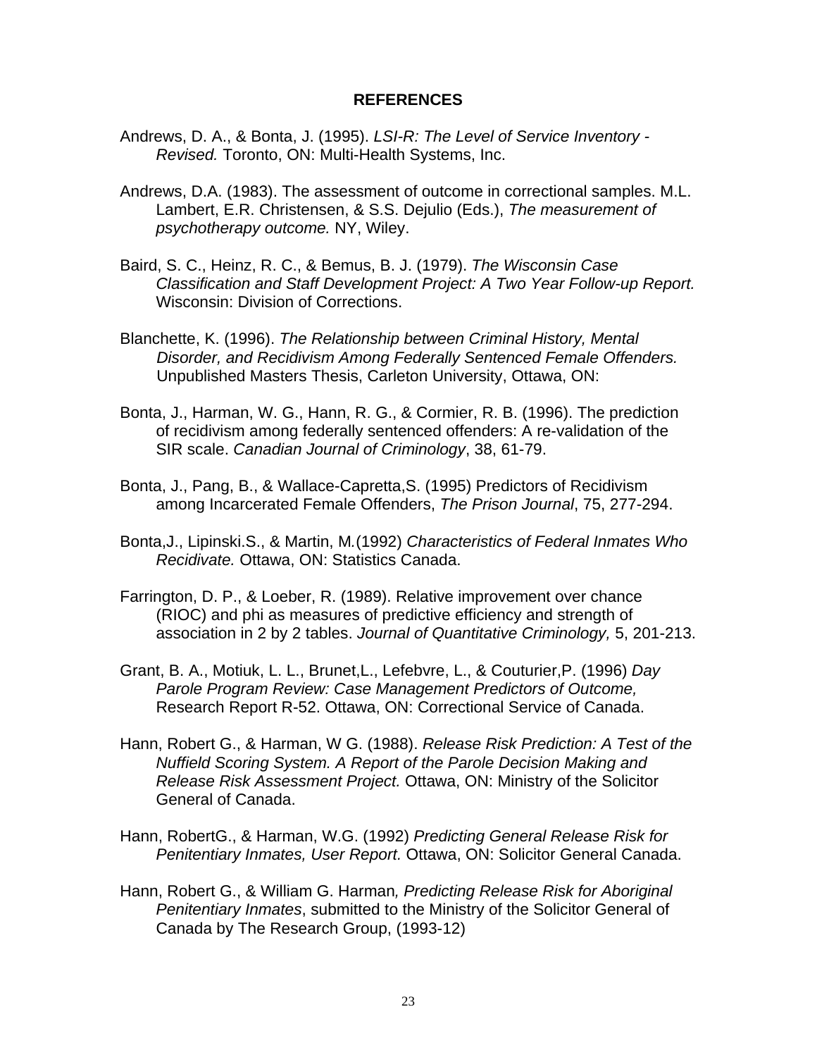## REFERENCES

Andrews, D. A., & Bonta, J. (1995). *LSI-R: The Level of Service Inventory - Revised.* Toronto, ON: Multi-Health Systems, Inc.

Andrews, D.A. (1983). The assessment of outcome in correctional samples. M.L. Lambert, E.R. Christensen, & S.S. Dejulio (Eds.), *The measurement of psychotherapy outcome.* NY, Wiley.

Baird, S. C., Heinz, R. C., & Bemus, B. J. (1979). *The Wisconsin Case Classification and Staff Development Project: A Two Year Follow-up Report.* Wisconsin: Division of Corrections.

Blanchette, K. (1996). *The Relationship between Criminal History, Mental Disorder, and Recidivism Among Federally Sentenced Female Offenders.* Unpublished Masters Thesis, Carleton University, Ottawa, ON:

Bonta, J., Harman, W. G., Hann, R. G., & Cormier, R. B. (1996). The prediction of recidivism among federally sentenced offenders: A re-validation of the SIR scale. *Canadian Journal of Criminology*, 38, 61-79.

Bonta, J., Pang, B., & Wallace-Capretta,S. (1995) Predictors of Recidivism among Incarcerated Female Offenders, *The Prison Journal*, 75, 277-294.

Bonta,J., Lipinski.S., & Martin, M.(1992) *Characteristics of Federal Inmates Who Recidivate.* Ottawa, ON: Statistics Canada.

Farrington, D. P., & Loeber, R. (1989). Relative improvement over chance (RIOC) and phi as measures of predictive efficiency and strength of association in 2 by 2 tables. *Journal of Quantitative Criminology,* 5, 201-213.

Grant, B. A., Motiuk, L. L., Brunet,L., Lefebvre, L., & Couturier,P. (1996) *Day Parole Program Review: Case Management Predictors of Outcome,* Research Report R-52. Ottawa, ON: Correctional Service of Canada.

Hann, Robert G., & Harman, W G. (1988). *Release Risk Prediction: A Test of the Nuffield Scoring System. A Report of the Parole Decision Making and Release Risk Assessment Project.* Ottawa, ON: Ministry of the Solicitor General of Canada.

Hann, RobertG., & Harman, W.G. (1992) *Predicting General Release Risk for Penitentiary Inmates, User Report.* Ottawa, ON: Solicitor General Canada.

Hann, Robert G., & William G. Harman*, Predicting Release Risk for Aboriginal Penitentiary Inmates*, submitted to the Ministry of the Solicitor General of Canada by The Research Group, (1993-12)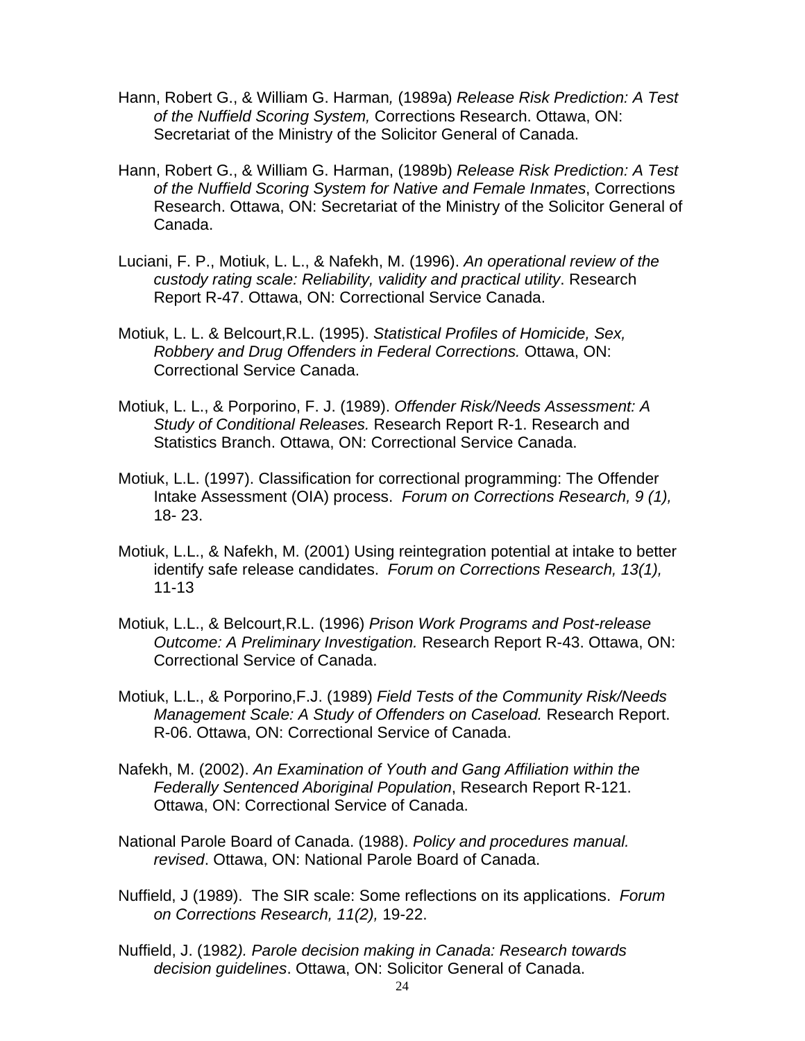Hann, Robert G., & William G. Harman, (1989a) *Release Risk Prediction: A Test of the Nuffield Scoring System,* Corrections Research. Ottawa, ON: Secretariat of the Ministry of the Solicitor General of Canada.

Hann, Robert G., & William G. Harman, (1989b) *Release Risk Prediction: A Test of the Nuffield Scoring System for Native and Female Inmates*, Corrections Research. Ottawa, ON: Secretariat of the Ministry of the Solicitor General of Canada.

Luciani, F. P., Motiuk, L. L., & Nafekh, M. (1996). *An operational review of the custody rating scale: Reliability, validity and practical utility*. Research Report R-47. Ottawa, ON: Correctional Service Canada.

Motiuk, L. L. & Belcourt,R.L. (1995). *Statistical Profiles of Homicide, Sex, Robbery and Drug Offenders in Federal Corrections.* Ottawa, ON: Correctional Service Canada.

Motiuk, L. L., & Porporino, F. J. (1989). *Offender Risk/Needs Assessment: A Study of Conditional Releases.* Research Report R-1. Research and Statistics Branch. Ottawa, ON: Correctional Service Canada.

Motiuk, L.L. (1997). Classification for correctional programming: The Offender Intake Assessment (OIA) process. *Forum on Corrections Research, 9 (1),* 18- 23.

Motiuk, L.L., & Nafekh, M. (2001) Using reintegration potential at intake to better identify safe release candidates. *Forum on Corrections Research, 13(1),* 11-13

Motiuk, L.L., & Belcourt,R.L. (1996) *Prison Work Programs and Post-release Outcome: A Preliminary Investigation.* Research Report R-43. Ottawa, ON: Correctional Service of Canada.

Motiuk, L.L., & Porporino,F.J. (1989) *Field Tests of the Community Risk/Needs Management Scale: A Study of Offenders on Caseload.* Research Report. R-06. Ottawa, ON: Correctional Service of Canada.

Nafekh, M. (2002). *An Examination of Youth and Gang Affiliation within the Federally Sentenced Aboriginal Population*, Research Report R-121. Ottawa, ON: Correctional Service of Canada.

National Parole Board of Canada. (1988). *Policy and procedures manual. revised*. Ottawa, ON: National Parole Board of Canada.

Nuffield, J (1989). The SIR scale: Some reflections on its applications. *Forum on Corrections Research, 11(2),* 19-22.

Nuffield, J. (1982*). Parole decision making in Canada: Research towards decision guidelines*. Ottawa, ON: Solicitor General of Canada.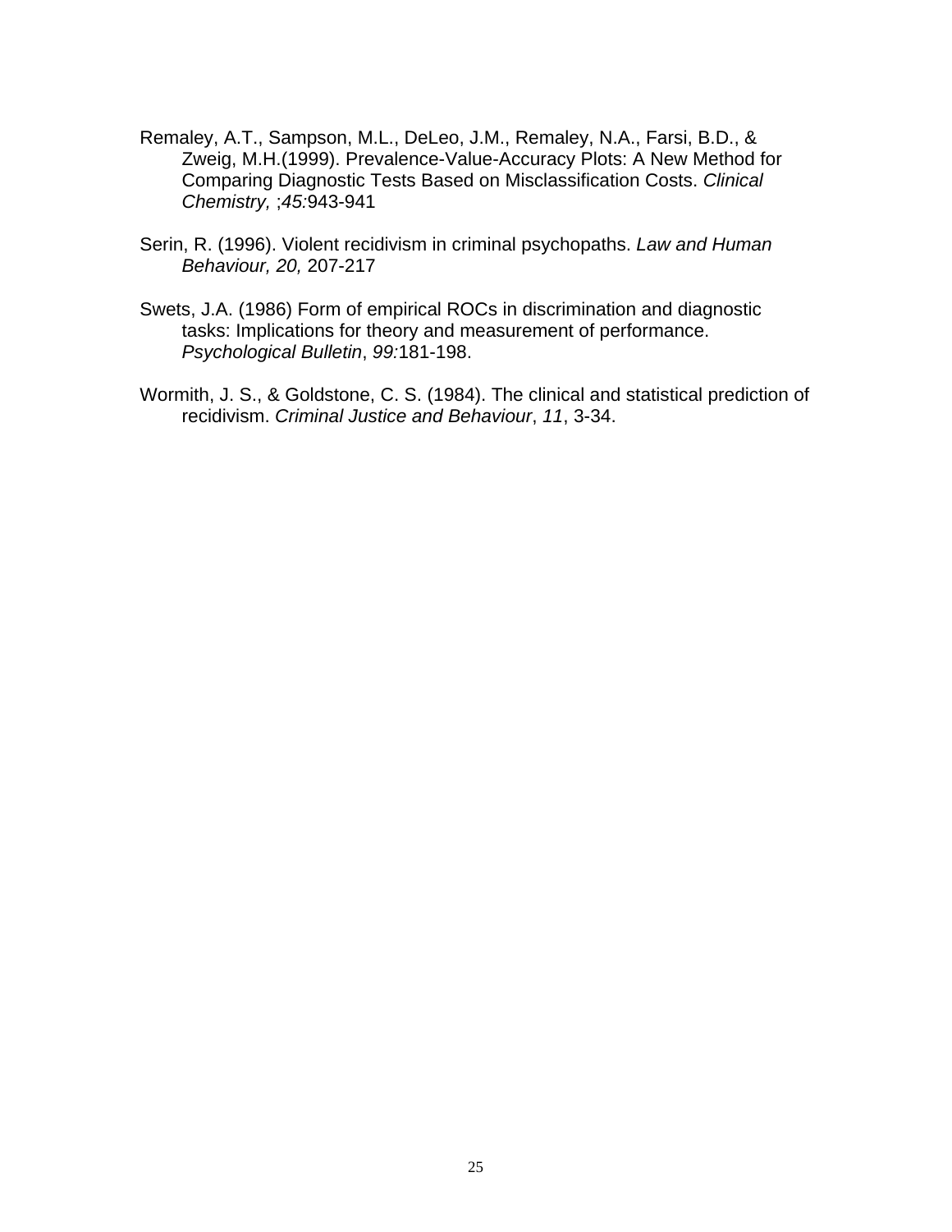Remaley, A.T., Sampson, M.L., DeLeo, J.M., Remaley, N.A., Farsi, B.D., & Zweig, M.H.(1999). Prevalence-Value-Accuracy Plots: A New Method for Comparing Diagnostic Tests Based on Misclassification Costs. *Clinical Chemistry,* ;*45:*943-941

Serin, R. (1996). Violent recidivism in criminal psychopaths. *Law and Human Behaviour, 20,* 207-217

Swets, J.A. (1986) Form of empirical ROCs in discrimination and diagnostic tasks: Implications for theory and measurement of performance. *Psychological Bulletin*, *99:*181-198.

Wormith, J. S., & Goldstone, C. S. (1984). The clinical and statistical prediction of recidivism. *Criminal Justice and Behaviour*, *11*, 3-34.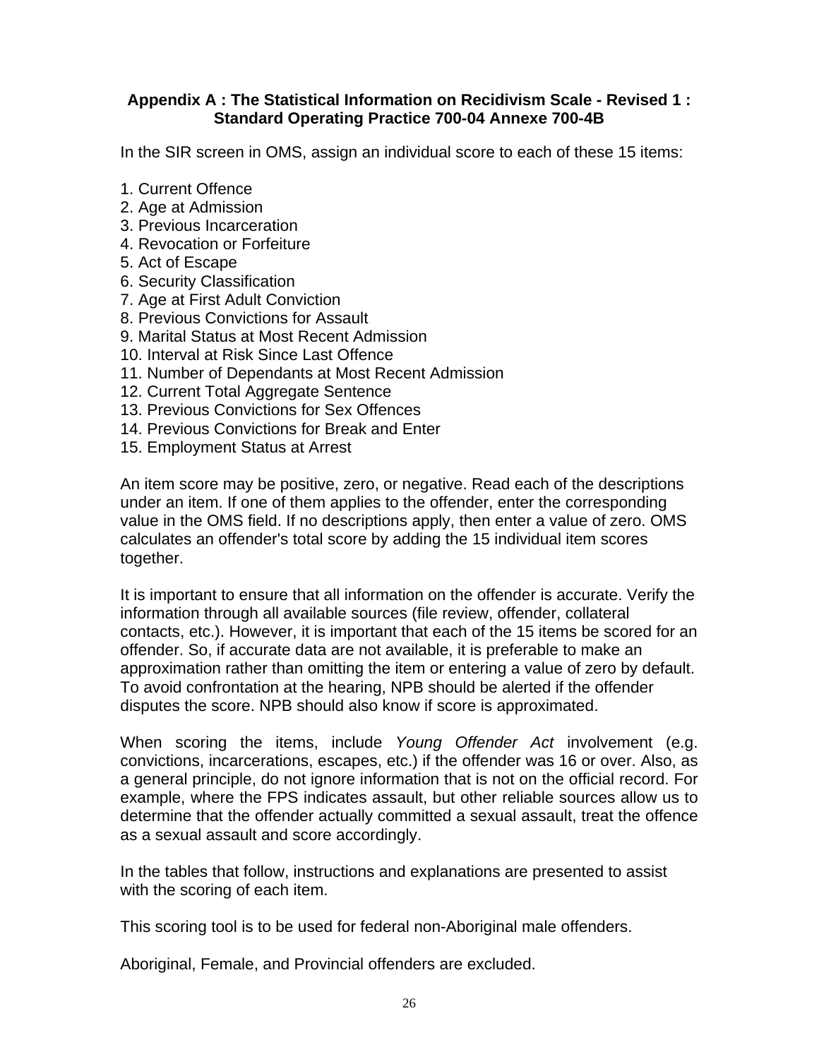**Appendix A : The Statistical Information on Recidivism Scale - Revised 1 : Standard Operating Practice 700-04 Annexe 700-4B**

In the SIR screen in OMS, assign an individual score to each of these 15 items:

1. Current Offence
2. Age at Admission
3. Previous Incarceration
4. Revocation or Forfeiture
5. Act of Escape
6. Security Classification
7. Age at First Adult Conviction
8. Previous Convictions for Assault
9. Marital Status at Most Recent Admission
10. Interval at Risk Since Last Offence
11. Number of Dependants at Most Recent Admission
12. Current Total Aggregate Sentence
13. Previous Convictions for Sex Offences
14. Previous Convictions for Break and Enter
15. Employment Status at Arrest

An item score may be positive, zero, or negative. Read each of the descriptions under an item. If one of them applies to the offender, enter the corresponding value in the OMS field. If no descriptions apply, then enter a value of zero. OMS calculates an offender's total score by adding the 15 individual item scores together.

It is important to ensure that all information on the offender is accurate. Verify the information through all available sources (file review, offender, collateral contacts, etc.). However, it is important that each of the 15 items be scored for an offender. So, if accurate data are not available, it is preferable to make an approximation rather than omitting the item or entering a value of zero by default. To avoid confrontation at the hearing, NPB should be alerted if the offender disputes the score. NPB should also know if score is approximated.

When scoring the items, include *Young Offender Act* involvement (e.g. convictions, incarcerations, escapes, etc.) if the offender was 16 or over. Also, as a general principle, do not ignore information that is not on the official record. For example, where the FPS indicates assault, but other reliable sources allow us to determine that the offender actually committed a sexual assault, treat the offence as a sexual assault and score accordingly.

In the tables that follow, instructions and explanations are presented to assist with the scoring of each item.

This scoring tool is to be used for federal non-Aboriginal male offenders.

Aboriginal, Female, and Provincial offenders are excluded.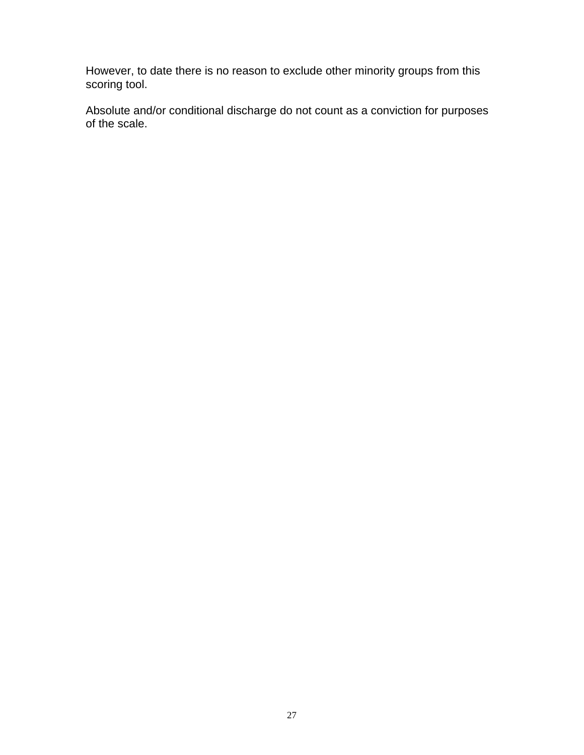However, to date there is no reason to exclude other minority groups from this scoring tool.

Absolute and/or conditional discharge do not count as a conviction for purposes of the scale.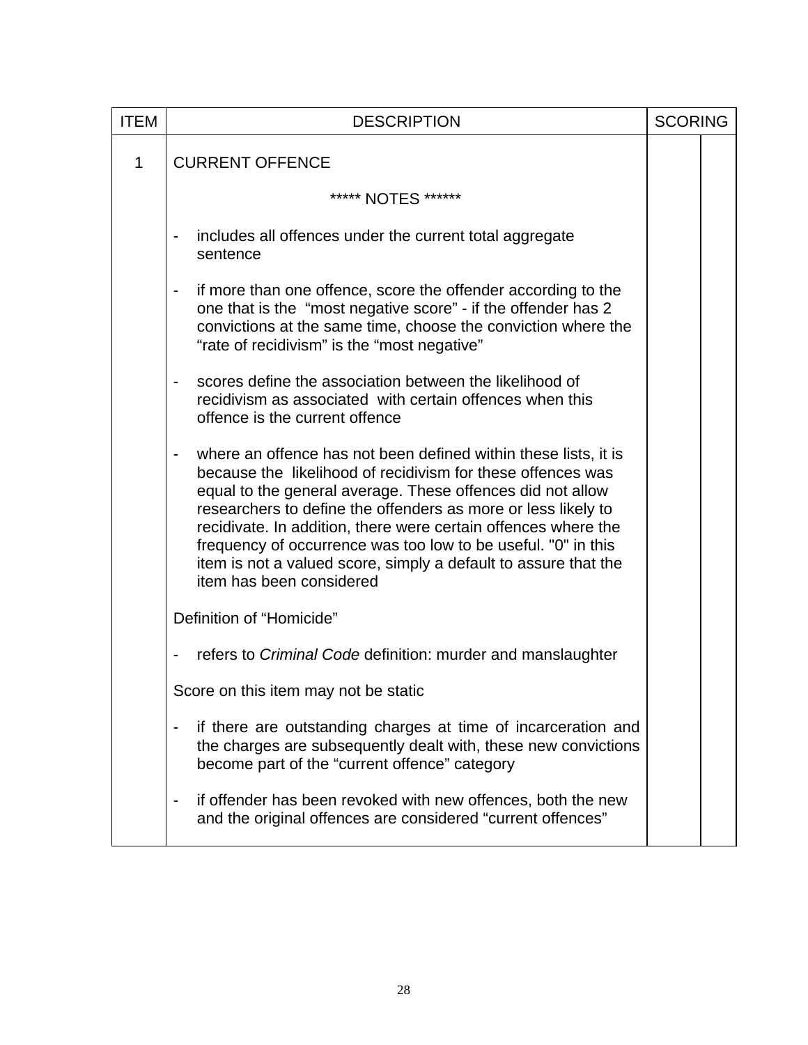| ITEM | DESCRIPTION | SCORING | |
|---|---|---|---|
| 1 | CURRENT OFFENCE<br><br>***** NOTES ******<br><br>- includes all offences under the current total aggregate sentence<br><br>- if more than one offence, score the offender according to the one that is the "most negative score" - if the offender has 2 convictions at the same time, choose the conviction where the "rate of recidivism" is the "most negative"<br><br>- scores define the association between the likelihood of recidivism as associated with certain offences when this offence is the current offence<br><br>- where an offence has not been defined within these lists, it is because the likelihood of recidivism for these offences was equal to the general average. These offences did not allow researchers to define the offenders as more or less likely to recidivate. In addition, there were certain offences where the frequency of occurrence was too low to be useful. "0" in this item is not a valued score, simply a default to assure that the item has been considered<br><br>Definition of "Homicide"<br><br>- refers to *Criminal Code* definition: murder and manslaughter<br><br>Score on this item may not be static<br><br>- if there are outstanding charges at time of incarceration and the charges are subsequently dealt with, these new convictions become part of the "current offence" category<br><br>- if offender has been revoked with new offences, both the new and the original offences are considered "current offences" | | |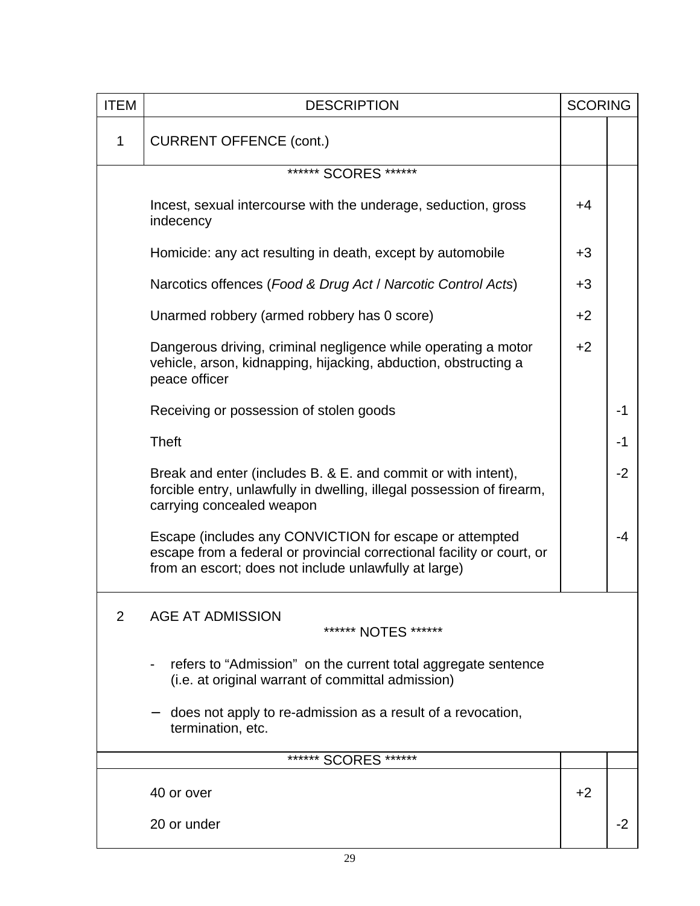| ITEM | DESCRIPTION | SCORING | |
|---|---|---|---|
| 1 | CURRENT OFFENCE (cont.) | | |
| | ****** SCORES ****** | | |
| | Incest, sexual intercourse with the underage, seduction, gross indecency | +4 | |
| | Homicide: any act resulting in death, except by automobile | +3 | |
| | Narcotics offences (*Food & Drug Act* / *Narcotic Control Acts*) | +3 | |
| | Unarmed robbery (armed robbery has 0 score) | +2 | |
| | Dangerous driving, criminal negligence while operating a motor vehicle, arson, kidnapping, hijacking, abduction, obstructing a peace officer | +2 | |
| | Receiving or possession of stolen goods | | -1 |
| | Theft | | -1 |
| | Break and enter (includes B. & E. and commit or with intent), forcible entry, unlawfully in dwelling, illegal possession of firearm, carrying concealed weapon | | -2 |
| | Escape (includes any CONVICTION for escape or attempted escape from a federal or provincial correctional facility or court, or from an escort; does not include unlawfully at large) | | -4 |
| 2 | AGE AT ADMISSION<br>****** NOTES ******<br>- refers to “Admission” on the current total aggregate sentence (i.e. at original warrant of committal admission)<br>– does not apply to re-admission as a result of a revocation, termination, etc. | | |
| | ****** SCORES ****** | | |
| | 40 or over | +2 | |
| | 20 or under | | -2 |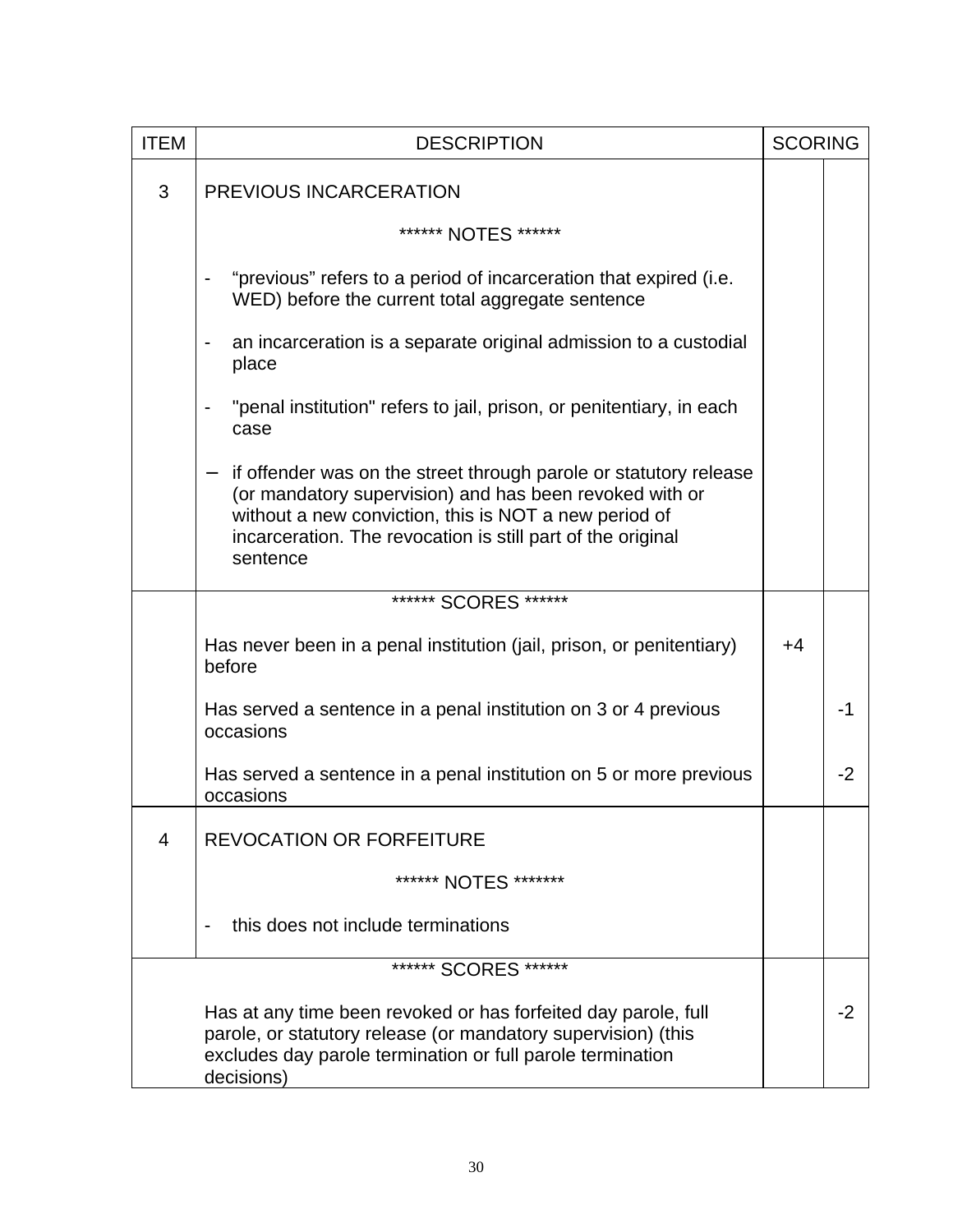| ITEM | DESCRIPTION | SCORING | |
|---|---|---|---|
| 3 | PREVIOUS INCARCERATION<br><br>****** NOTES ******<br><br>- "previous" refers to a period of incarceration that expired (i.e. WED) before the current total aggregate sentence<br><br>- an incarceration is a separate original admission to a custodial place<br><br>- "penal institution" refers to jail, prison, or penitentiary, in each case<br><br>- if offender was on the street through parole or statutory release (or mandatory supervision) and has been revoked with or without a new conviction, this is NOT a new period of incarceration. The revocation is still part of the original sentence | | |
| | ****** SCORES ****** | | |
| | Has never been in a penal institution (jail, prison, or penitentiary) before | +4 | |
| | Has served a sentence in a penal institution on 3 or 4 previous occasions | | -1 |
| | Has served a sentence in a penal institution on 5 or more previous occasions | | -2 |
| 4 | REVOCATION OR FORFEITURE<br><br>****** NOTES *******<br><br>- this does not include terminations | | |
| | ****** SCORES ****** | | |
| | Has at any time been revoked or has forfeited day parole, full parole, or statutory release (or mandatory supervision) (this excludes day parole termination or full parole termination decisions) | | -2 |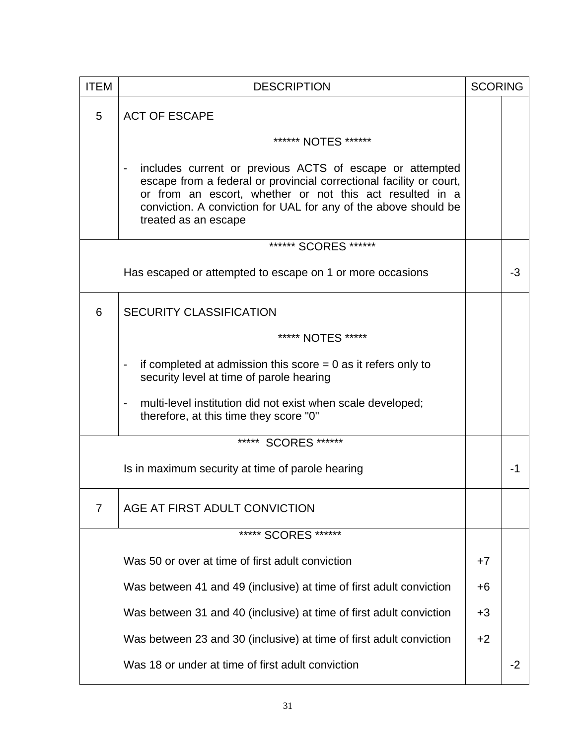| ITEM | DESCRIPTION | SCORING | |
|---|---|---|---|
| 5 | ACT OF ESCAPE<br><br>****** NOTES ******<br><br>- includes current or previous ACTS of escape or attempted escape from a federal or provincial correctional facility or court, or from an escort, whether or not this act resulted in a conviction. A conviction for UAL for any of the above should be treated as an escape | | |
| | ****** SCORES ******<br><br>Has escaped or attempted to escape on 1 or more occasions | | -3 |
| 6 | SECURITY CLASSIFICATION<br><br>***** NOTES *****<br><br>- if completed at admission this score = 0 as it refers only to security level at time of parole hearing<br><br>- multi-level institution did not exist when scale developed; therefore, at this time they score "0" | | |
| | ***** SCORES ******<br><br>Is in maximum security at time of parole hearing | | -1 |
| 7 | AGE AT FIRST ADULT CONVICTION | | |
| | ***** SCORES ****** | | |
| | Was 50 or over at time of first adult conviction | +7 | |
| | Was between 41 and 49 (inclusive) at time of first adult conviction | +6 | |
| | Was between 31 and 40 (inclusive) at time of first adult conviction | +3 | |
| | Was between 23 and 30 (inclusive) at time of first adult conviction | +2 | |
| | Was 18 or under at time of first adult conviction | | -2 |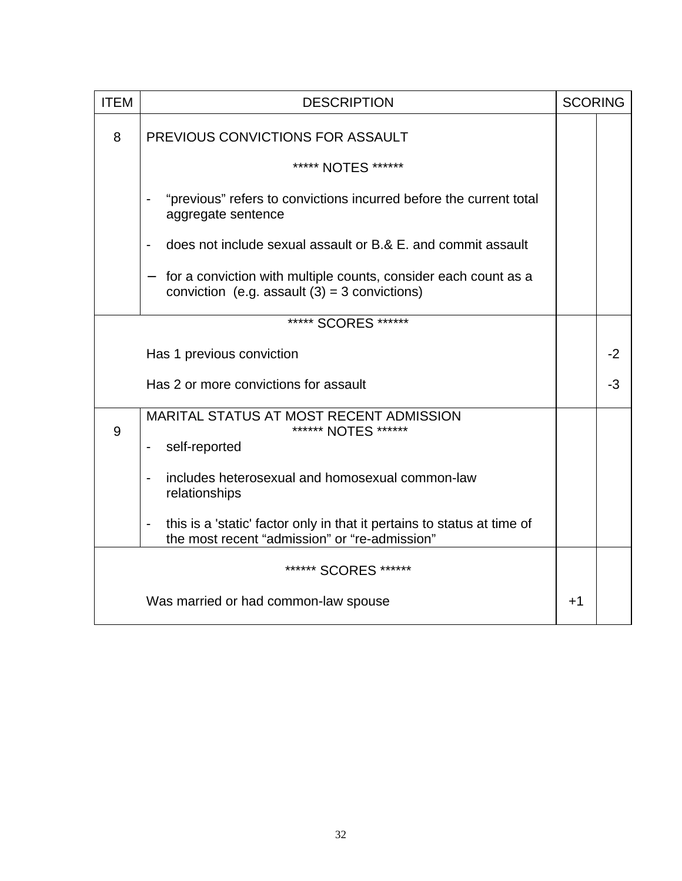| ITEM | DESCRIPTION | SCORING | |
|---|---|---|---|
| 8 | PREVIOUS CONVICTIONS FOR ASSAULT<br><br>***** NOTES ******<br><br>- “previous” refers to convictions incurred before the current total aggregate sentence<br><br>- does not include sexual assault or B.& E. and commit assault<br><br>– for a conviction with multiple counts, consider each count as a conviction (e.g. assault (3) = 3 convictions) | | |
| | ***** SCORES ******<br><br>Has 1 previous conviction<br><br>Has 2 or more convictions for assault | | <br><br>-2<br><br>-3 |
| 9 | MARITAL STATUS AT MOST RECENT ADMISSION<br>****** NOTES ******<br>- self-reported<br><br>- includes heterosexual and homosexual common-law relationships<br><br>- this is a 'static' factor only in that it pertains to status at time of the most recent “admission” or “re-admission” | | |
| | ****** SCORES ******<br><br>Was married or had common-law spouse | <br><br>+1 | |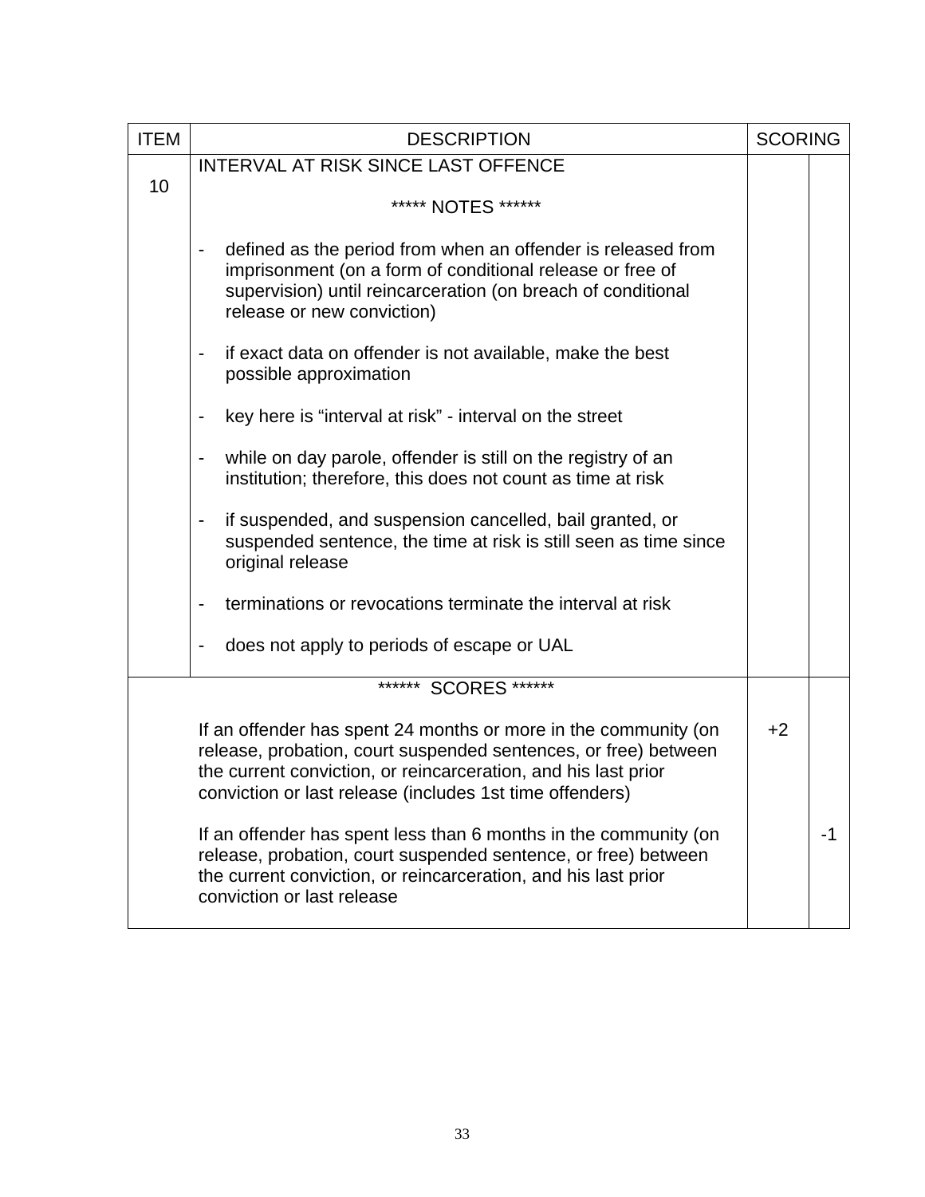| ITEM | DESCRIPTION | SCORING | |
|---|---|---|---|
| 10 | INTERVAL AT RISK SINCE LAST OFFENCE<br><br>***** NOTES ******<br><br>- defined as the period from when an offender is released from imprisonment (on a form of conditional release or free of supervision) until reincarceration (on breach of conditional release or new conviction)<br><br>- if exact data on offender is not available, make the best possible approximation<br><br>- key here is “interval at risk” - interval on the street<br><br>- while on day parole, offender is still on the registry of an institution; therefore, this does not count as time at risk<br><br>- if suspended, and suspension cancelled, bail granted, or suspended sentence, the time at risk is still seen as time since original release<br><br>- terminations or revocations terminate the interval at risk<br><br>- does not apply to periods of escape or UAL | | |
| | ****** SCORES ****** | | |
| | If an offender has spent 24 months or more in the community (on release, probation, court suspended sentences, or free) between the current conviction, or reincarceration, and his last prior conviction or last release (includes 1st time offenders) | +2 | |
| | If an offender has spent less than 6 months in the community (on release, probation, court suspended sentence, or free) between the current conviction, or reincarceration, and his last prior conviction or last release | | -1 |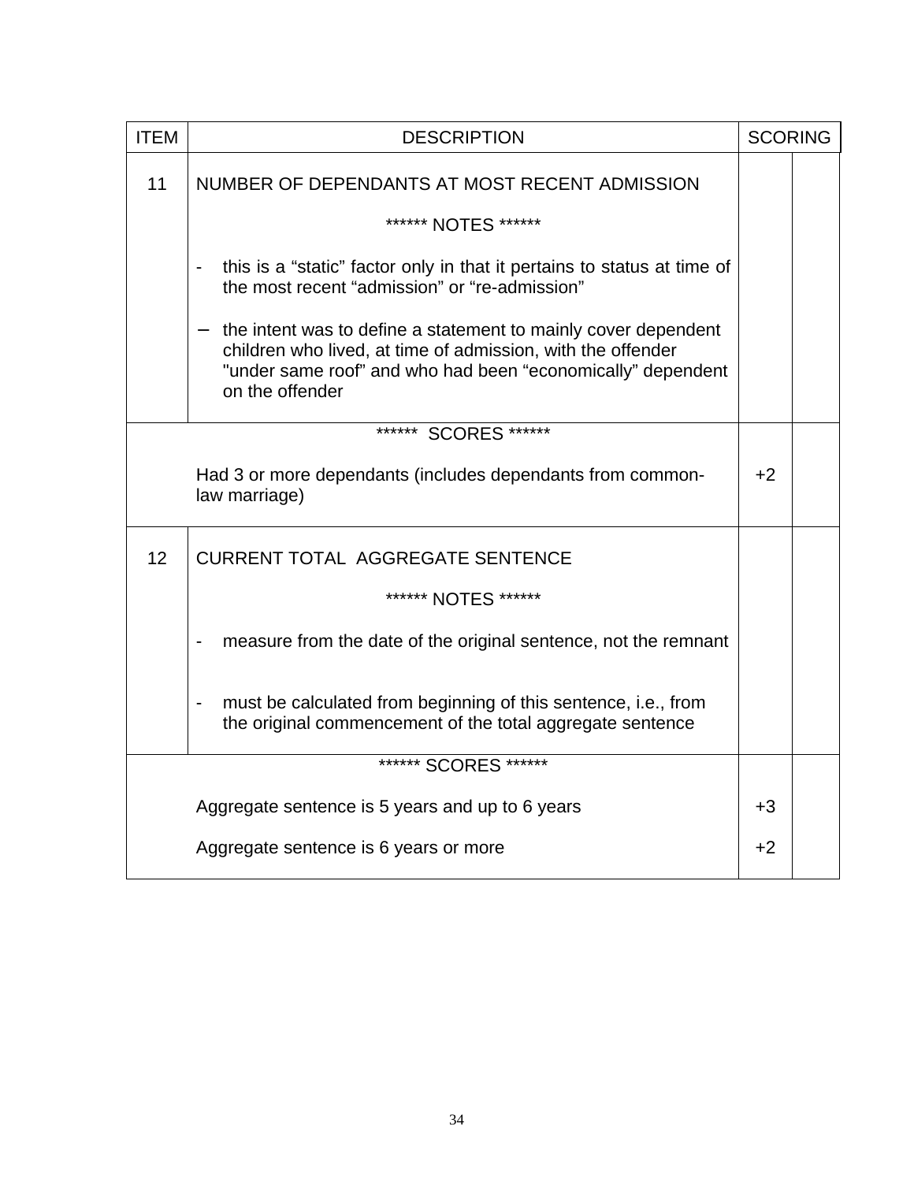| ITEM | DESCRIPTION | SCORING | |
|---|---|---|---|
| 11 | NUMBER OF DEPENDANTS AT MOST RECENT ADMISSION<br><br>****** NOTES ******<br><br>- this is a “static” factor only in that it pertains to status at time of the most recent “admission” or “re-admission”<br><br>– the intent was to define a statement to mainly cover dependent children who lived, at time of admission, with the offender "under same roof” and who had been “economically” dependent on the offender | | |
| | ****** SCORES ******<br><br>Had 3 or more dependants (includes dependants from common-law marriage) | +2 | |
| 12 | CURRENT TOTAL AGGREGATE SENTENCE<br><br>****** NOTES ******<br><br>- measure from the date of the original sentence, not the remnant<br><br>- must be calculated from beginning of this sentence, i.e., from the original commencement of the total aggregate sentence | | |
| | ****** SCORES ******<br><br>Aggregate sentence is 5 years and up to 6 years<br><br>Aggregate sentence is 6 years or more | +3<br><br>+2 | |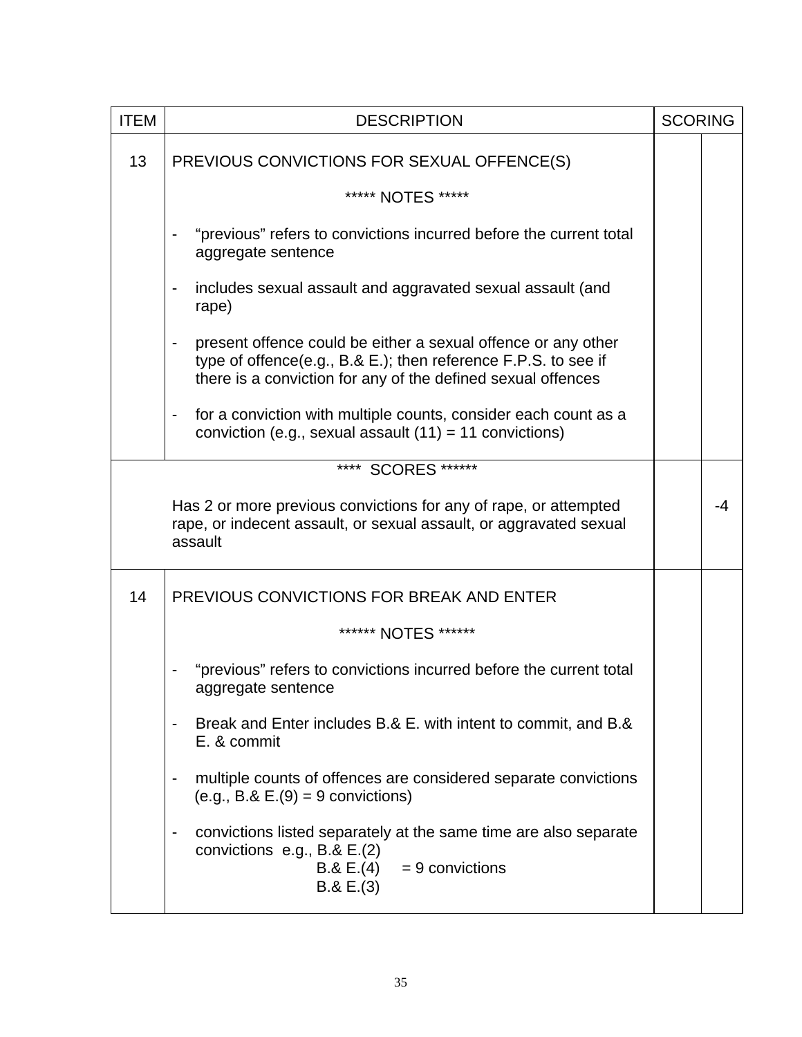| ITEM | DESCRIPTION | SCORING | |
|---|---|---|---|
| 13 | PREVIOUS CONVICTIONS FOR SEXUAL OFFENCE(S)<br><br>***** NOTES *****<br><br>- "previous" refers to convictions incurred before the current total aggregate sentence<br><br>- includes sexual assault and aggravated sexual assault (and rape)<br><br>- present offence could be either a sexual offence or any other type of offence(e.g., B.& E.); then reference F.P.S. to see if there is a conviction for any of the defined sexual offences<br><br>- for a conviction with multiple counts, consider each count as a conviction (e.g., sexual assault (11) = 11 convictions) | | |
| | **** SCORES ******<br><br>Has 2 or more previous convictions for any of rape, or attempted rape, or indecent assault, or sexual assault, or aggravated sexual assault | | -4 |
| 14 | PREVIOUS CONVICTIONS FOR BREAK AND ENTER<br><br>****** NOTES ******<br><br>- "previous" refers to convictions incurred before the current total aggregate sentence<br><br>- Break and Enter includes B.& E. with intent to commit, and B.& E. & commit<br><br>- multiple counts of offences are considered separate convictions (e.g., B.& E.(9) = 9 convictions)<br><br>- convictions listed separately at the same time are also separate convictions e.g., B.& E.(2)<br>B.& E.(4) = 9 convictions<br>B.& E.(3) | | |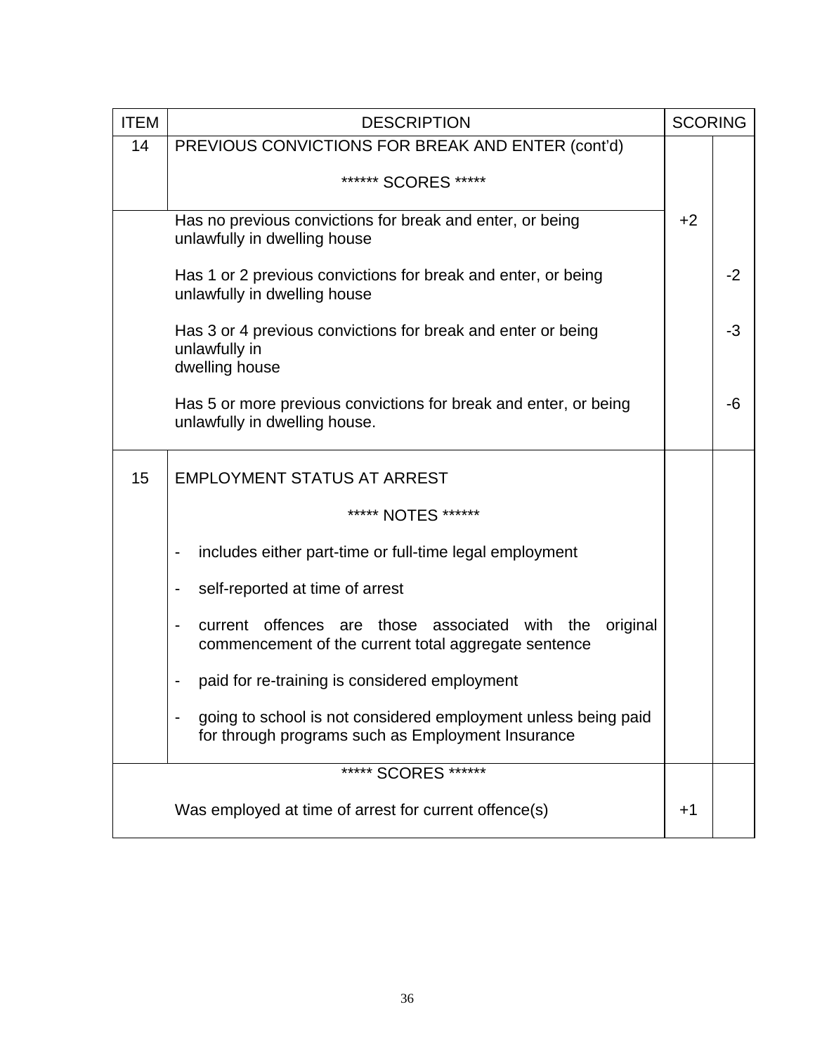| ITEM | DESCRIPTION | SCORING | |
|---|---|---|---|
| 14 | PREVIOUS CONVICTIONS FOR BREAK AND ENTER (cont'd)<br><br>****** SCORES ***** | | |
| | Has no previous convictions for break and enter, or being unlawfully in dwelling house | +2 | |
| | Has 1 or 2 previous convictions for break and enter, or being unlawfully in dwelling house | | -2 |
| | Has 3 or 4 previous convictions for break and enter or being unlawfully in dwelling house | | -3 |
| | Has 5 or more previous convictions for break and enter, or being unlawfully in dwelling house. | | -6 |
| 15 | EMPLOYMENT STATUS AT ARREST<br><br>***** NOTES ******<br><br>- includes either part-time or full-time legal employment<br>- self-reported at time of arrest<br>- current offences are those associated with the original commencement of the current total aggregate sentence<br>- paid for re-training is considered employment<br>- going to school is not considered employment unless being paid for through programs such as Employment Insurance | | |
| | ***** SCORES ******<br><br>Was employed at time of arrest for current offence(s) | +1 | |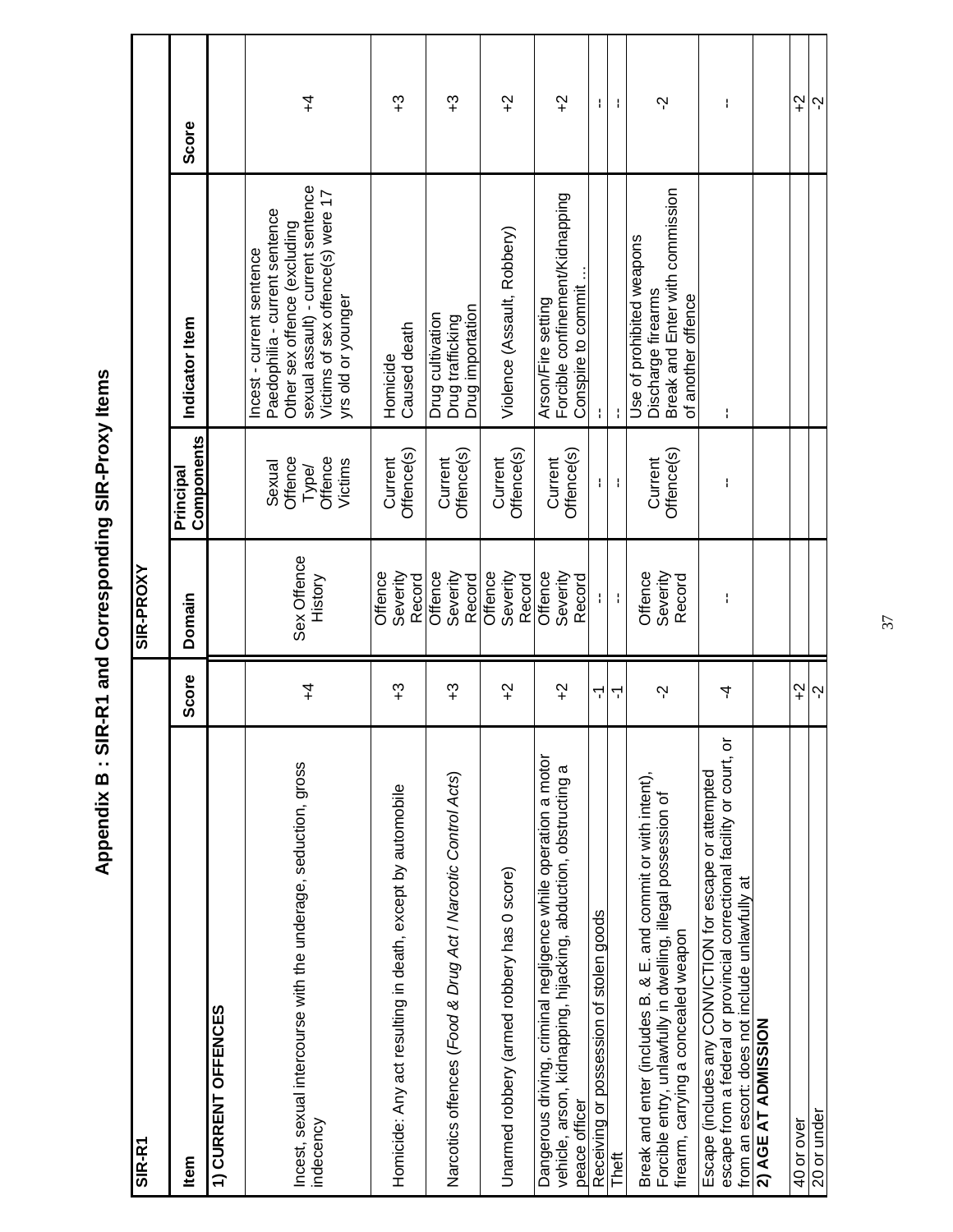# Appendix B : SIR-R1 and Corresponding SIR-Proxy Items

| SIR-R1 | | SIR-PROXY | | | |
|---|---|---|---|---|---|
| **Item** | **Score** | **Domain** | **Principal Components** | **Indicator Item** | **Score** |
| **1) CURRENT OFFENCES** | | | | | |
| Incest, sexual intercourse with the underage, seduction, gross indecency | +4 | Sex Offence History | Sexual Offence Type/ Offence Victims | Incest - current sentence<br>Paedophilia - current sentence<br>Other sex offence (excluding sexual assault) - current sentence<br>Victims of sex offence(s) were 17 yrs old or younger | +4 |
| Homicide: Any act resulting in death, except by automobile | +3 | Offence Severity Record | Current Offence(s) | Homicide<br>Caused death | +3 |
| Narcotics offences (*Food & Drug Act / Narcotic Control Acts*) | +3 | Offence Severity Record | Current Offence(s) | Drug cultivation<br>Drug trafficking<br>Drug importation | +3 |
| Unarmed robbery (armed robbery has 0 score) | +2 | Offence Severity Record | Current Offence(s) | Violence (Assault, Robbery) | +2 |
| Dangerous driving, criminal negligence while operation a motor vehicle, arson, kidnapping, hijacking, abduction, obstructing a peace officer | +2 | Offence Severity Record | Current Offence(s) | Arson/Fire setting<br>Forcible confinement/Kidnapping<br>Conspire to commit … | +2 |
| Receiving or possession of stolen goods | -1 | -- | -- | -- | -- |
| Theft | -1 | -- | -- | -- | -- |
| Break and enter (includes B. & E. and commit or with intent), Forcible entry, unlawfully in dwelling, illegal possession of firearm, carrying a concealed weapon | -2 | Offence Severity Record | Current Offence(s) | Use of prohibited weapons<br>Discharge firearms<br>Break and Enter with commission of another offence | -2 |
| Escape (includes any CONVICTION for escape or attempted escape from a federal or provincial correctional facility or court, or from an escort: does not include unlawfully at | -4 | -- | -- | -- | -- |
| **2) AGE AT ADMISSION** | | | | | |
| 40 or over | +2 | | | | +2 |
| 20 or under | -2 | | | | -2 |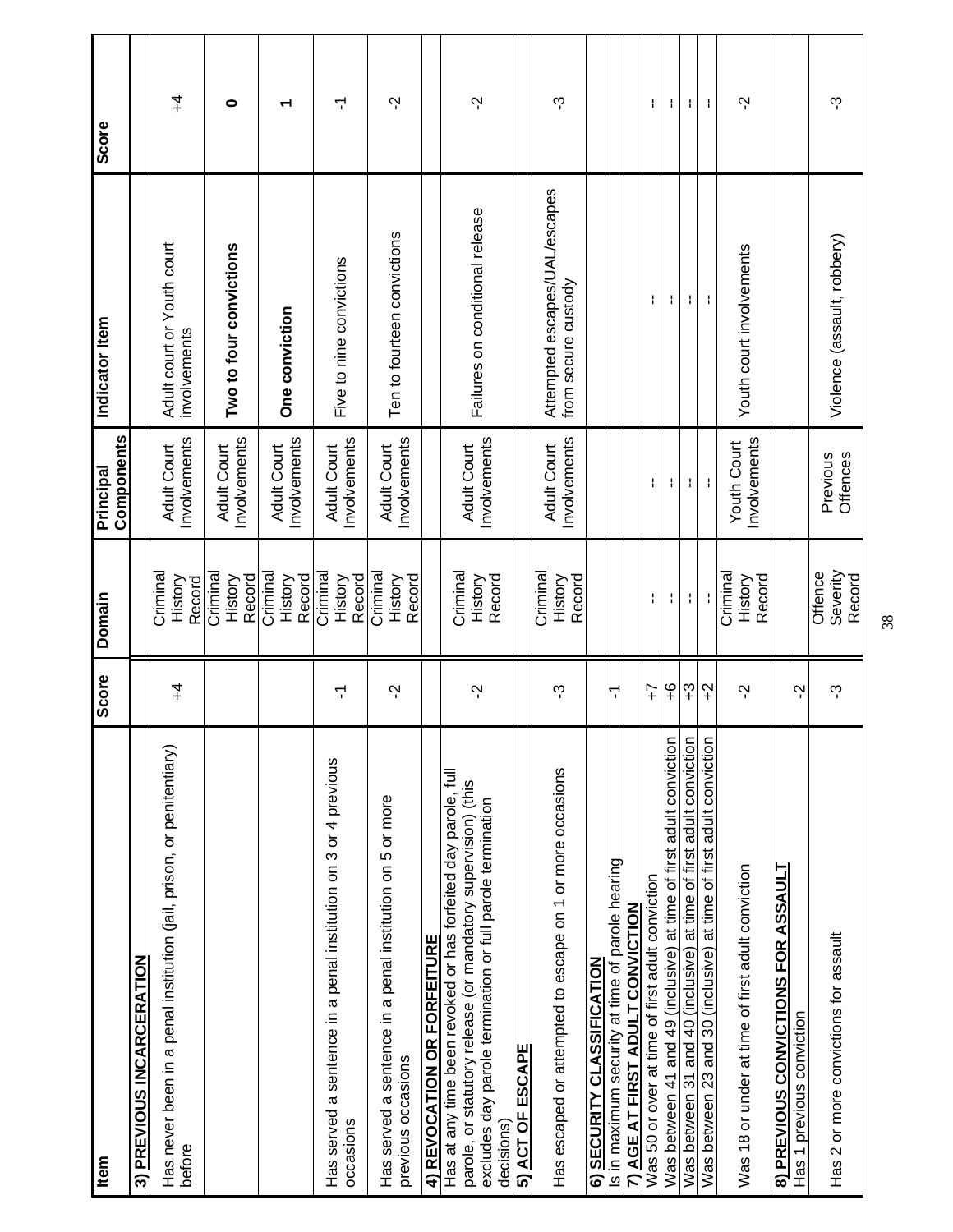| Item | Score | Domain | Principal Components | Indicator Item | Score |
|---|---|---|---|---|---|
| **3) PREVIOUS INCARCERATION** | | | | | |
| Has never been in a penal institution (jail, prison, or penitentiary) before | +4 | Criminal History Record | Adult Court Involvements | Adult court or Youth court involvements | +4 |
| | | Criminal History Record | Adult Court Involvements | **Two to four convictions** | **0** |
| | | Criminal History Record | Adult Court Involvements | **One conviction** | **1** |
| Has served a sentence in a penal institution on 3 or 4 previous occasions | -1 | Criminal History Record | Adult Court Involvements | Five to nine convictions | -1 |
| Has served a sentence in a penal institution on 5 or more previous occasions | -2 | Criminal History Record | Adult Court Involvements | Ten to fourteen convictions | -2 |
| **4) REVOCATION OR FORFEITURE** | | | | | |
| Has at any time been revoked or has forfeited day parole, full parole, or statutory release (or mandatory supervision) (this excludes day parole termination or full parole termination decisions) | -2 | Criminal History Record | Adult Court Involvements | Failures on conditional release | -2 |
| **5) ACT OF ESCAPE** | | | | | |
| Has escaped or attempted to escape on 1 or more occasions | -3 | Criminal History Record | Adult Court Involvements | Attempted escapes/UAL/escapes from secure custody | -3 |
| **6) SECURITY CLASSIFICATION** | | | | | |
| Is in maximum security at time of parole hearing | -1 | | | | |
| **7) AGE AT FIRST ADULT CONVICTION** | | | | | |
| Was 50 or over at time of first adult conviction | +7 | -- | -- | -- | -- |
| Was between 41 and 49 (inclusive) at time of first adult conviction | +6 | -- | -- | -- | -- |
| Was between 31 and 40 (inclusive) at time of first adult conviction | +3 | -- | -- | -- | -- |
| Was between 23 and 30 (inclusive) at time of first adult conviction | +2 | -- | -- | -- | -- |
| Was 18 or under at time of first adult conviction | -2 | Criminal History Record | Youth Court Involvements | Youth court involvements | -2 |
| **8) PREVIOUS CONVICTIONS FOR ASSAULT** | | | | | |
| Has 1 previous conviction | -2 | | | | |
| Has 2 or more convictions for assault | -3 | Offence Severity Record | Previous Offences | Violence (assault, robbery) | -3 |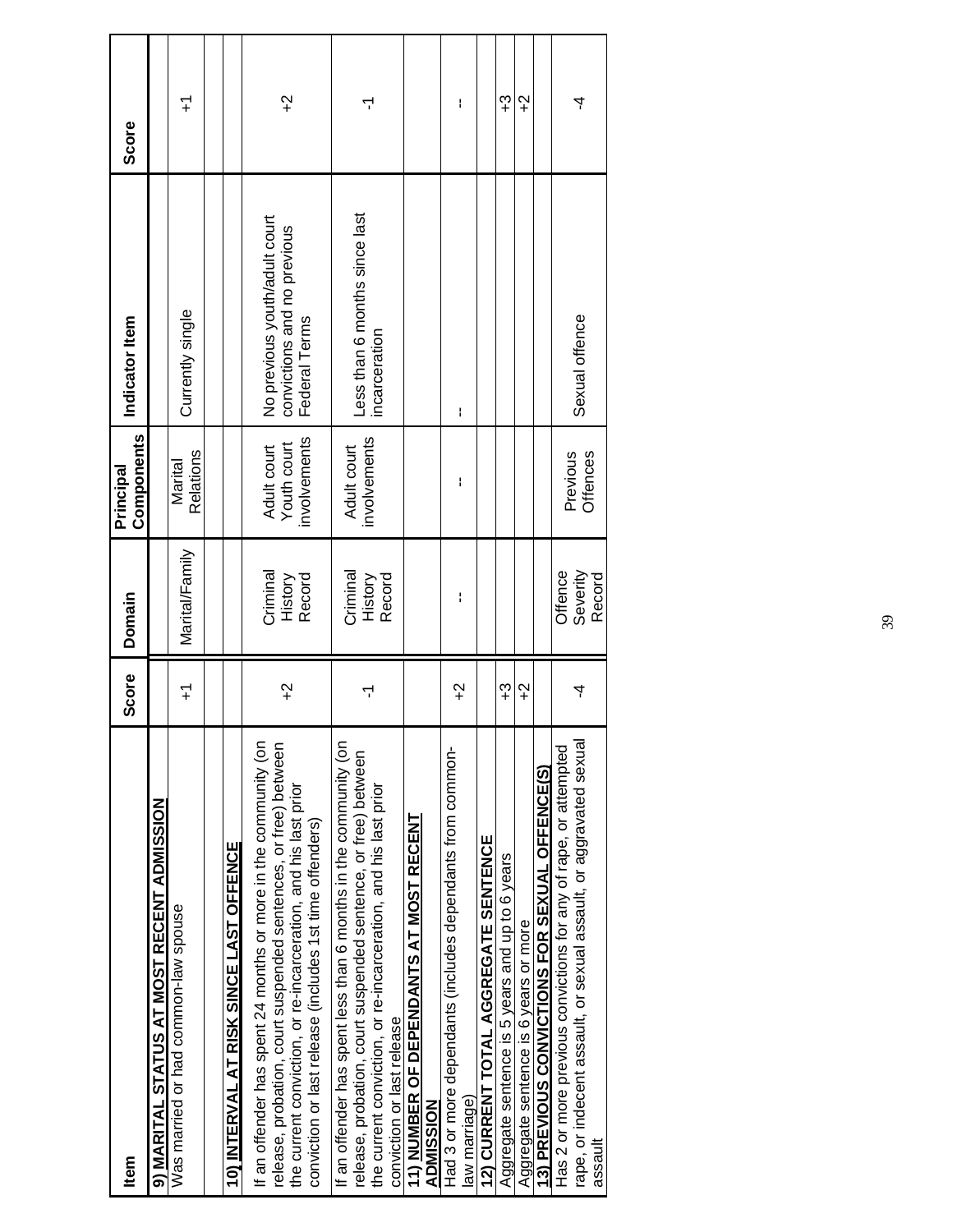| Item | Score | Domain | Principal Components | Indicator Item | Score |
|---|---|---|---|---|---|
| **9) MARITAL STATUS AT MOST RECENT ADMISSION** | | | | | |
| Was married or had common-law spouse | +1 | Marital/Family | Marital Relations | Currently single | +1 |
| | | | | | |
| **10) INTERVAL AT RISK SINCE LAST OFFENCE** | | | | | |
| If an offender has spent 24 months or more in the community (on release, probation, court suspended sentences, or free) between the current conviction, or re-incarceration, and his last prior conviction or last release (includes 1st time offenders) | +2 | Criminal History Record | Adult court Youth court involvements | No previous youth/adult court convictions and no previous Federal Terms | +2 |
| If an offender has spent less than 6 months in the community (on release, probation, court suspended sentence, or free) between the current conviction, or re-incarceration, and his last prior conviction or last release | -1 | Criminal History Record | Adult court involvements | Less than 6 months since last incarceration | -1 |
| **11) NUMBER OF DEPENDANTS AT MOST RECENT ADMISSION** | | | | | |
| Had 3 or more dependants (includes dependants from common-law marriage) | +2 | -- | -- | -- | -- |
| **12) CURRENT TOTAL AGGREGATE SENTENCE** | | | | | |
| Aggregate sentence is 5 years and up to 6 years | +3 | | | | +3 |
| Aggregate sentence is 6 years or more | +2 | | | | +2 |
| **13) PREVIOUS CONVICTIONS FOR SEXUAL OFFENCE(S)** | | | | | |
| Has 2 or more previous convictions for any of rape, or attempted rape, or indecent assault, or sexual assault, or aggravated sexual assault | -4 | Offence Severity Record | Previous Offences | Sexual offence | -4 |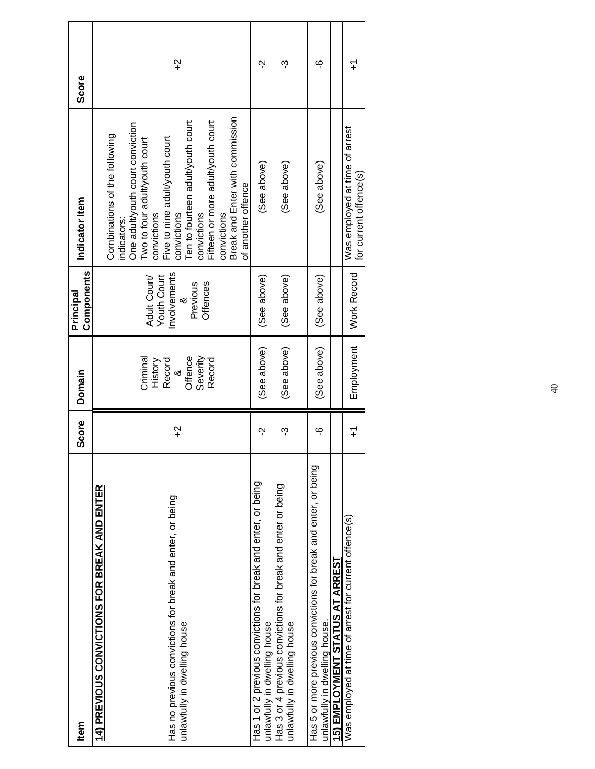| Item | Score | Domain | Principal Components | Indicator Item | Score |
|---|---|---|---|---|---|
| **14) PREVIOUS CONVICTIONS FOR BREAK AND ENTER** | | | | | |
| Has no previous convictions for break and enter, or being unlawfully in dwelling house | +2 | Criminal History Record & Offence Severity Record | Adult Court/ Youth Court Involvements & Previous Offences | Combinations of the following indicators: One adult/youth court conviction Two to four adult/youth court convictions Five to nine adult/youth court convictions Ten to fourteen adult/youth court convictions Fifteen or more adult/youth court convictions Break and Enter with commission of another offence | +2 |
| Has 1 or 2 previous convictions for break and enter, or being unlawfully in dwelling house | -2 | (See above) | (See above) | (See above) | -2 |
| Has 3 or 4 previous convictions for break and enter or being unlawfully in dwelling house | -3 | (See above) | (See above) | (See above) | -3 |
| Has 5 or more previous convictions for break and enter, or being unlawfully in dwelling house. | -6 | (See above) | (See above) | (See above) | -6 |
| **15) EMPLOYMENT STATUS AT ARREST** | | | | | |
| Was employed at time of arrest for current offence(s) | +1 | Employment | Work Record | Was employed at time of arrest for current offence(s) | +1 |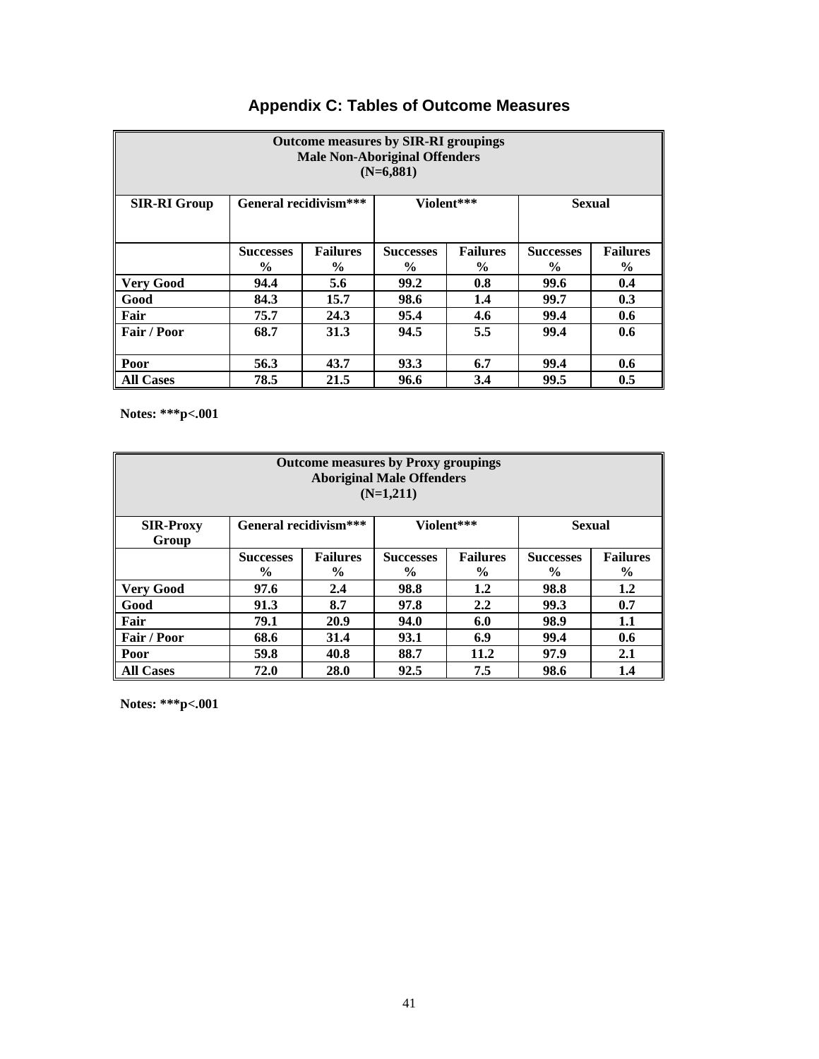# Appendix C: Tables of Outcome Measures

| Outcome measures by SIR-RI groupings<br>Male Non-Aboriginal Offenders<br>(N=6,881) | | | | | | |
|---|---|---|---|---|---|---|
| **SIR-RI Group** | **General recidivism***** | | **Violent***** | | **Sexual** | |
| | **Successes %** | **Failures %** | **Successes %** | **Failures %** | **Successes %** | **Failures %** |
| **Very Good** | **94.4** | **5.6** | **99.2** | **0.8** | **99.6** | **0.4** |
| **Good** | **84.3** | **15.7** | **98.6** | **1.4** | **99.7** | **0.3** |
| **Fair** | **75.7** | **24.3** | **95.4** | **4.6** | **99.4** | **0.6** |
| **Fair / Poor** | **68.7** | **31.3** | **94.5** | **5.5** | **99.4** | **0.6** |
| **Poor** | **56.3** | **43.7** | **93.3** | **6.7** | **99.4** | **0.6** |
| **All Cases** | **78.5** | **21.5** | **96.6** | **3.4** | **99.5** | **0.5** |

**Notes: ***p<.001**

| Outcome measures by Proxy groupings<br>Aboriginal Male Offenders<br>(N=1,211) | | | | | | |
|---|---|---|---|---|---|---|
| **SIR-Proxy Group** | **General recidivism***** | | **Violent***** | | **Sexual** | |
| | **Successes %** | **Failures %** | **Successes %** | **Failures %** | **Successes %** | **Failures %** |
| **Very Good** | **97.6** | **2.4** | **98.8** | **1.2** | **98.8** | **1.2** |
| **Good** | **91.3** | **8.7** | **97.8** | **2.2** | **99.3** | **0.7** |
| **Fair** | **79.1** | **20.9** | **94.0** | **6.0** | **98.9** | **1.1** |
| **Fair / Poor** | **68.6** | **31.4** | **93.1** | **6.9** | **99.4** | **0.6** |
| **Poor** | **59.8** | **40.8** | **88.7** | **11.2** | **97.9** | **2.1** |
| **All Cases** | **72.0** | **28.0** | **92.5** | **7.5** | **98.6** | **1.4** |

**Notes: ***p<.001**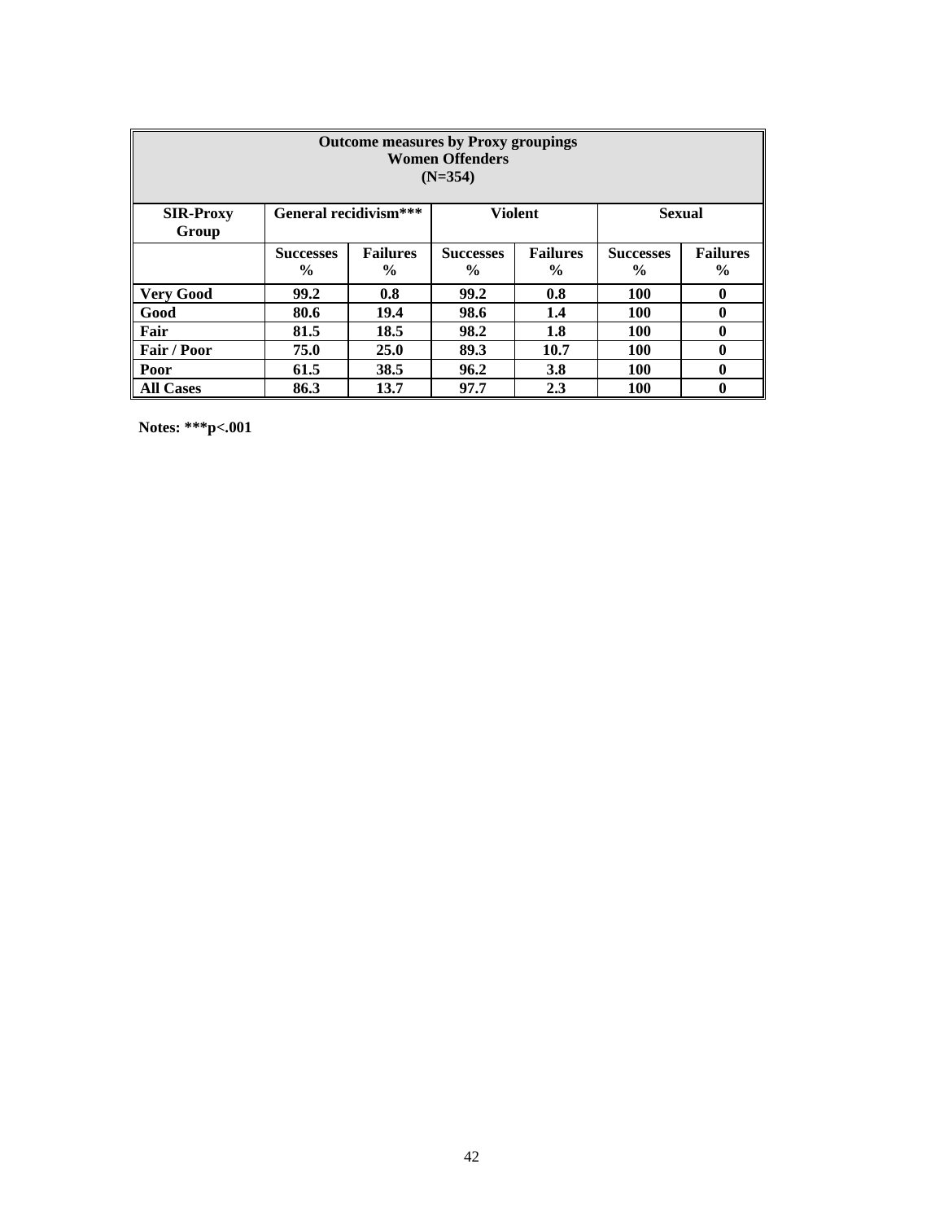| **Outcome measures by Proxy groupings**<br>**Women Offenders**<br>**(N=354)** | | | | | | |
|---|---|---|---|---|---|---|
| **SIR-Proxy Group** | **General recidivism*** ** | | **Violent** | | **Sexual** | |
| | **Successes %** | **Failures %** | **Successes %** | **Failures %** | **Successes %** | **Failures %** |
| **Very Good** | **99.2** | **0.8** | **99.2** | **0.8** | **100** | **0** |
| **Good** | **80.6** | **19.4** | **98.6** | **1.4** | **100** | **0** |
| **Fair** | **81.5** | **18.5** | **98.2** | **1.8** | **100** | **0** |
| **Fair / Poor** | **75.0** | **25.0** | **89.3** | **10.7** | **100** | **0** |
| **Poor** | **61.5** | **38.5** | **96.2** | **3.8** | **100** | **0** |
| **All Cases** | **86.3** | **13.7** | **97.7** | **2.3** | **100** | **0** |

**Notes: ***p<.001**